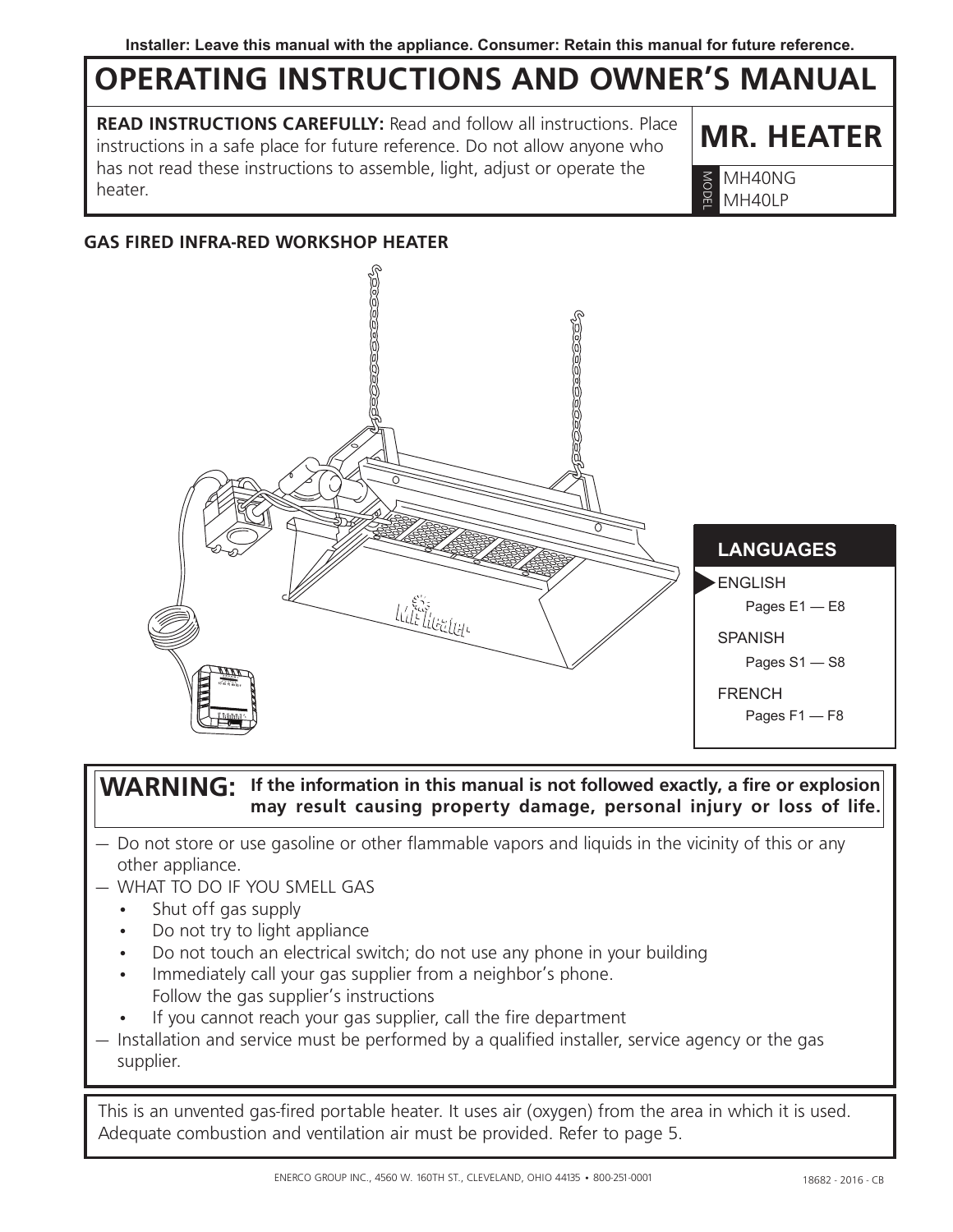**Installer: Leave this manual with the appliance. Consumer: Retain this manual for future reference.**

# OPERATING INSTRUCTIONS AND OWNER'S MANUAL

**READ INSTRUCTIONS CAREFULLY:** Read and follow all instructions. Place instructions in a safe place for future reference. Do not allow anyone who has not read these instructions to assemble, light, adjust or operate the heater.

## MR. HEATER

MODEL MH40NG
MH40LP

### GAS FIRED INFRA-RED WORKSHOP HEATER

**LANGUAGES**

- ENGLISH Pages E1 — E8
- SPANISH Pages S1 — S8
- FRENCH Pages F1 — F8

**WARNING: If the information in this manual is not followed exactly, a fire or explosion may result causing property damage, personal injury or loss of life.**

— Do not store or use gasoline or other flammable vapors and liquids in the vicinity of this or any other appliance.

— WHAT TO DO IF YOU SMELL GAS

- Shut off gas supply
- Do not try to light appliance
- Do not touch an electrical switch; do not use any phone in your building
- Immediately call your gas supplier from a neighbor's phone. Follow the gas supplier's instructions
- If you cannot reach your gas supplier, call the fire department

— Installation and service must be performed by a qualified installer, service agency or the gas supplier.

This is an unvented gas-fired portable heater. It uses air (oxygen) from the area in which it is used. Adequate combustion and ventilation air must be provided. Refer to page 5.

ENERCO GROUP INC., 4560 W. 160TH ST., CLEVELAND, OHIO 44135 • 800-251-0001

18682 - 2016 - CB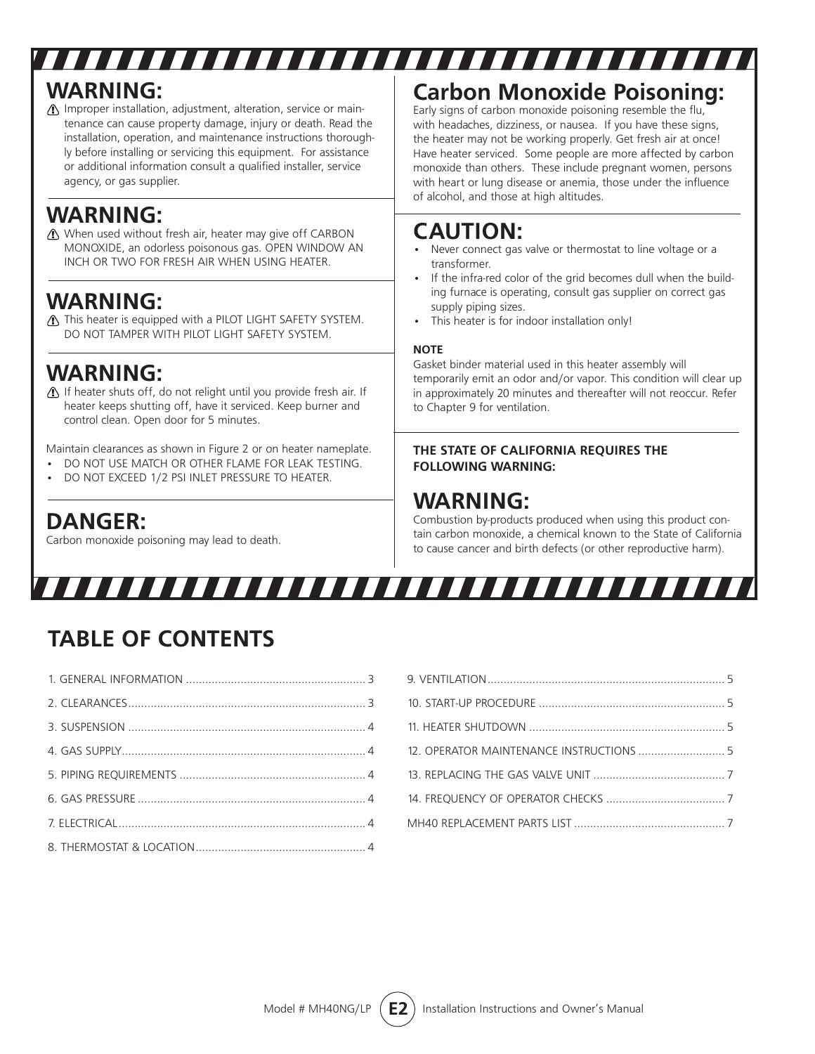## WARNING:

⚠ Improper installation, adjustment, alteration, service or maintenance can cause property damage, injury or death. Read the installation, operation, and maintenance instructions thoroughly before installing or servicing this equipment. For assistance or additional information consult a qualified installer, service agency, or gas supplier.

## WARNING:

⚠ When used without fresh air, heater may give off CARBON MONOXIDE, an odorless poisonous gas. OPEN WINDOW AN INCH OR TWO FOR FRESH AIR WHEN USING HEATER.

## WARNING:

⚠ This heater is equipped with a PILOT LIGHT SAFETY SYSTEM. DO NOT TAMPER WITH PILOT LIGHT SAFETY SYSTEM.

## WARNING:

⚠ If heater shuts off, do not relight until you provide fresh air. If heater keeps shutting off, have it serviced. Keep burner and control clean. Open door for 5 minutes.

Maintain clearances as shown in Figure 2 or on heater nameplate.

- DO NOT USE MATCH OR OTHER FLAME FOR LEAK TESTING.
- DO NOT EXCEED 1/2 PSI INLET PRESSURE TO HEATER.

## DANGER:

Carbon monoxide poisoning may lead to death.

## Carbon Monoxide Poisoning:

Early signs of carbon monoxide poisoning resemble the flu, with headaches, dizziness, or nausea. If you have these signs, the heater may not be working properly. Get fresh air at once! Have heater serviced. Some people are more affected by carbon monoxide than others. These include pregnant women, persons with heart or lung disease or anemia, those under the influence of alcohol, and those at high altitudes.

## CAUTION:

- Never connect gas valve or thermostat to line voltage or a transformer.
- If the infra-red color of the grid becomes dull when the building furnace is operating, consult gas supplier on correct gas supply piping sizes.
- This heater is for indoor installation only!

**NOTE**

Gasket binder material used in this heater assembly will temporarily emit an odor and/or vapor. This condition will clear up in approximately 20 minutes and thereafter will not reoccur. Refer to Chapter 9 for ventilation.

**THE STATE OF CALIFORNIA REQUIRES THE FOLLOWING WARNING:**

## WARNING:

Combustion by-products produced when using this product contain carbon monoxide, a chemical known to the State of California to cause cancer and birth defects (or other reproductive harm).

# TABLE OF CONTENTS

1. GENERAL INFORMATION ........ 3
2. CLEARANCES ........ 3
3. SUSPENSION ........ 4
4. GAS SUPPLY ........ 4
5. PIPING REQUIREMENTS ........ 4
6. GAS PRESSURE ........ 4
7. ELECTRICAL ........ 4
8. THERMOSTAT & LOCATION ........ 4
9. VENTILATION ........ 5
10. START-UP PROCEDURE ........ 5
11. HEATER SHUTDOWN ........ 5
12. OPERATOR MAINTENANCE INSTRUCTIONS ........ 5
13. REPLACING THE GAS VALVE UNIT ........ 7
14. FREQUENCY OF OPERATOR CHECKS ........ 7

MH40 REPLACEMENT PARTS LIST ........ 7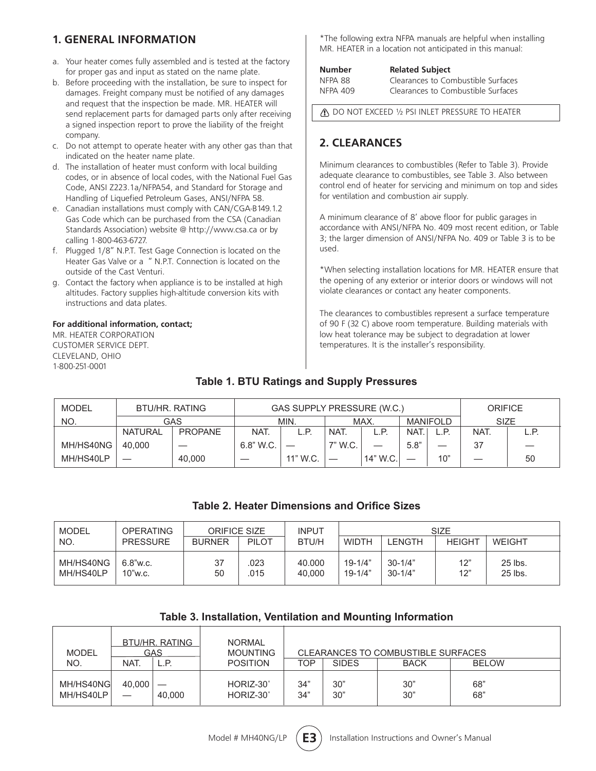## 1. GENERAL INFORMATION

a. Your heater comes fully assembled and is tested at the factory for proper gas and input as stated on the name plate.
b. Before proceeding with the installation, be sure to inspect for damages. Freight company must be notified of any damages and request that the inspection be made. MR. HEATER will send replacement parts for damaged parts only after receiving a signed inspection report to prove the liability of the freight company.
c. Do not attempt to operate heater with any other gas than that indicated on the heater name plate.
d. The installation of heater must conform with local building codes, or in absence of local codes, with the National Fuel Gas Code, ANSI Z223.1a/NFPA54, and Standard for Storage and Handling of Liquefied Petroleum Gases, ANSI/NFPA 58.
e. Canadian installations must comply with CAN/CGA-B149.1.2 Gas Code which can be purchased from the CSA (Canadian Standards Association) website @ http://www.csa.ca or by calling 1-800-463-6727.
f. Plugged 1/8" N.P.T. Test Gage Connection is located on the Heater Gas Valve or a " N.P.T. Connection is located on the outside of the Cast Venturi.
g. Contact the factory when appliance is to be installed at high altitudes. Factory supplies high-altitude conversion kits with instructions and data plates.

**For additional information, contact;**

MR. HEATER CORPORATION
CUSTOMER SERVICE DEPT.
CLEVELAND, OHIO
1-800-251-0001

*The following extra NFPA manuals are helpful when installing MR. HEATER in a location not anticipated in this manual:

| **Number** | **Related Subject** |
|---|---|
| NFPA 88 | Clearances to Combustible Surfaces |
| NFPA 409 | Clearances to Combustible Surfaces |

⚠ DO NOT EXCEED ½ PSI INLET PRESSURE TO HEATER

## 2. CLEARANCES

Minimum clearances to combustibles (Refer to Table 3). Provide adequate clearance to combustibles, see Table 3. Also between control end of heater for servicing and minimum on top and sides for ventilation and combustion air supply.

A minimum clearance of 8' above floor for public garages in accordance with ANSI/NFPA No. 409 most recent edition, or Table 3; the larger dimension of ANSI/NFPA No. 409 or Table 3 is to be used.

*When selecting installation locations for MR. HEATER ensure that the opening of any exterior or interior doors or windows will not violate clearances or contact any heater components.

The clearances to combustibles represent a surface temperature of 90 F (32 C) above room temperature. Building materials with low heat tolerance may be subject to degradation at lower temperatures. It is the installer's responsibility.

**Table 1. BTU Ratings and Supply Pressures**

| MODEL NO. | BTU/HR. RATING GAS | | GAS SUPPLY PRESSURE (W.C.) | | | | | | ORIFICE SIZE | |
|---|---|---|---|---|---|---|---|---|---|---|
| | | | MIN. | | MAX. | | MANIFOLD | | | |
| | NATURAL | PROPANE | NAT. | L.P. | NAT. | L.P. | NAT. | L.P. | NAT. | L.P. |
| MH/HS40NG | 40,000 | — | 6.8" W.C. | — | 7" W.C. | — | 5.8" | — | 37 | — |
| MH/HS40LP | — | 40,000 | — | 11" W.C. | — | 14" W.C. | — | 10" | — | 50 |

**Table 2. Heater Dimensions and Orifice Sizes**

| MODEL NO. | OPERATING PRESSURE | ORIFICE SIZE | | INPUT BTU/H | SIZE | | | |
|---|---|---|---|---|---|---|---|---|
| | | BURNER | PILOT | | WIDTH | LENGTH | HEIGHT | WEIGHT |
| MH/HS40NG | 6.8"w.c. | 37 | .023 | 40.000 | 19-1/4" | 30-1/4" | 12" | 25 lbs. |
| MH/HS40LP | 10"w.c. | 50 | .015 | 40,000 | 19-1/4" | 30-1/4" | 12" | 25 lbs. |

**Table 3. Installation, Ventilation and Mounting Information**

| MODEL NO. | BTU/HR. RATING GAS | | NORMAL MOUNTING POSITION | CLEARANCES TO COMBUSTIBLE SURFACES | | | |
|---|---|---|---|---|---|---|---|
| | NAT. | L.P. | | TOP | SIDES | BACK | BELOW |
| MH/HS40NG | 40,000 | — | HORIZ-30˚ | 34" | 30" | 30" | 68" |
| MH/HS40LP | — | 40,000 | HORIZ-30˚ | 34" | 30" | 30" | 68" |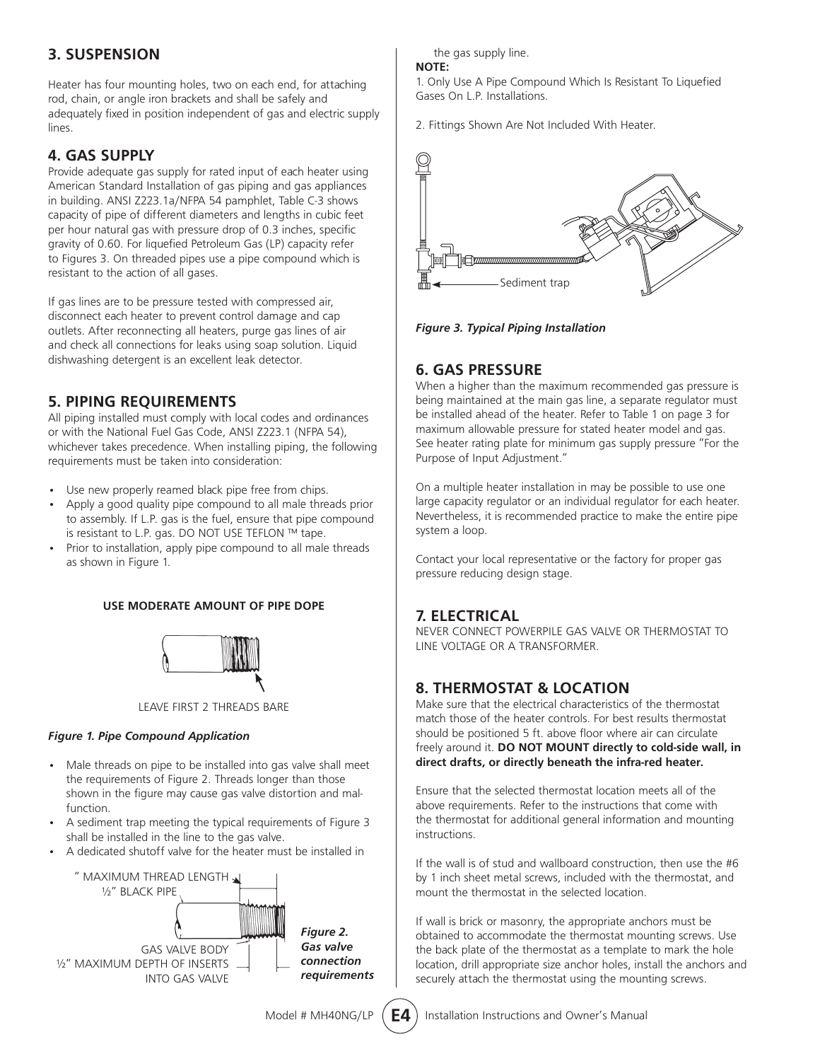## 3. SUSPENSION

Heater has four mounting holes, two on each end, for attaching rod, chain, or angle iron brackets and shall be safely and adequately fixed in position independent of gas and electric supply lines.

## 4. GAS SUPPLY

Provide adequate gas supply for rated input of each heater using American Standard Installation of gas piping and gas appliances in building. ANSI Z223.1a/NFPA 54 pamphlet, Table C-3 shows capacity of pipe of different diameters and lengths in cubic feet per hour natural gas with pressure drop of 0.3 inches, specific gravity of 0.60. For liquefied Petroleum Gas (LP) capacity refer to Figures 3. On threaded pipes use a pipe compound which is resistant to the action of all gases.

If gas lines are to be pressure tested with compressed air, disconnect each heater to prevent control damage and cap outlets. After reconnecting all heaters, purge gas lines of air and check all connections for leaks using soap solution. Liquid dishwashing detergent is an excellent leak detector.

## 5. PIPING REQUIREMENTS

All piping installed must comply with local codes and ordinances or with the National Fuel Gas Code, ANSI Z223.1 (NFPA 54), whichever takes precedence. When installing piping, the following requirements must be taken into consideration:

- Use new properly reamed black pipe free from chips.
- Apply a good quality pipe compound to all male threads prior to assembly. If L.P. gas is the fuel, ensure that pipe compound is resistant to L.P. gas. DO NOT USE TEFLON ™ tape.
- Prior to installation, apply pipe compound to all male threads as shown in Figure 1.

**USE MODERATE AMOUNT OF PIPE DOPE**

LEAVE FIRST 2 THREADS BARE

***Figure 1. Pipe Compound Application***

- Male threads on pipe to be installed into gas valve shall meet the requirements of Figure 2. Threads longer than those shown in the figure may cause gas valve distortion and malfunction.
- A sediment trap meeting the typical requirements of Figure 3 shall be installed in the line to the gas valve.
- A dedicated shutoff valve for the heater must be installed in the gas supply line.

" MAXIMUM THREAD LENGTH
½" BLACK PIPE
GAS VALVE BODY
½" MAXIMUM DEPTH OF INSERTS INTO GAS VALVE

***Figure 2. Gas valve connection requirements***

**NOTE:**

1. Only Use A Pipe Compound Which Is Resistant To Liquefied Gases On L.P. Installations.

2. Fittings Shown Are Not Included With Heater.

Sediment trap

***Figure 3. Typical Piping Installation***

## 6. GAS PRESSURE

When a higher than the maximum recommended gas pressure is being maintained at the main gas line, a separate regulator must be installed ahead of the heater. Refer to Table 1 on page 3 for maximum allowable pressure for stated heater model and gas. See heater rating plate for minimum gas supply pressure "For the Purpose of Input Adjustment."

On a multiple heater installation in may be possible to use one large capacity regulator or an individual regulator for each heater. Nevertheless, it is recommended practice to make the entire pipe system a loop.

Contact your local representative or the factory for proper gas pressure reducing design stage.

## 7. ELECTRICAL

NEVER CONNECT POWERPILE GAS VALVE OR THERMOSTAT TO LINE VOLTAGE OR A TRANSFORMER.

## 8. THERMOSTAT & LOCATION

Make sure that the electrical characteristics of the thermostat match those of the heater controls. For best results thermostat should be positioned 5 ft. above floor where air can circulate freely around it. **DO NOT MOUNT directly to cold-side wall, in direct drafts, or directly beneath the infra-red heater.**

Ensure that the selected thermostat location meets all of the above requirements. Refer to the instructions that come with the thermostat for additional general information and mounting instructions.

If the wall is of stud and wallboard construction, then use the #6 by 1 inch sheet metal screws, included with the thermostat, and mount the thermostat in the selected location.

If wall is brick or masonry, the appropriate anchors must be obtained to accommodate the thermostat mounting screws. Use the back plate of the thermostat as a template to mark the hole location, drill appropriate size anchor holes, install the anchors and securely attach the thermostat using the mounting screws.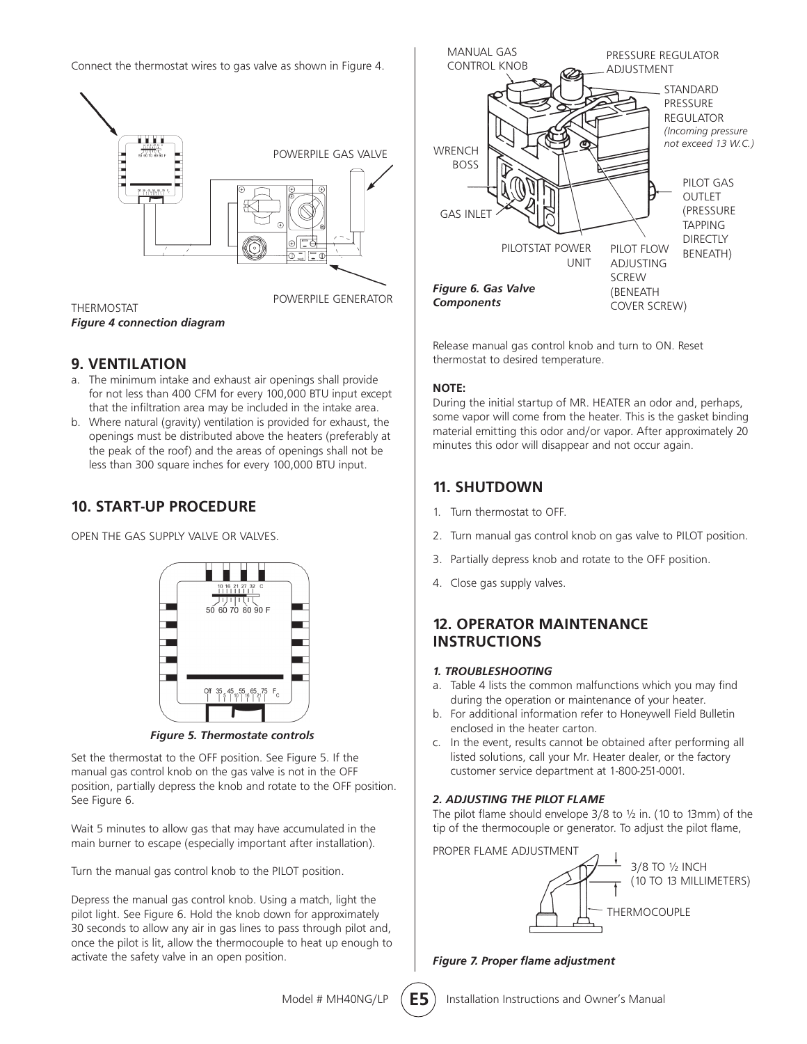Connect the thermostat wires to gas valve as shown in Figure 4.

THERMOSTAT

POWERPILE GAS VALVE

POWERPILE GENERATOR

***Figure 4 connection diagram***

## 9. VENTILATION

a. The minimum intake and exhaust air openings shall provide for not less than 400 CFM for every 100,000 BTU input except that the infiltration area may be included in the intake area.
b. Where natural (gravity) ventilation is provided for exhaust, the openings must be distributed above the heaters (preferably at the peak of the roof) and the areas of openings shall not be less than 300 square inches for every 100,000 BTU input.

## 10. START-UP PROCEDURE

OPEN THE GAS SUPPLY VALVE OR VALVES.

***Figure 5. Thermostate controls***

Set the thermostat to the OFF position. See Figure 5. If the manual gas control knob on the gas valve is not in the OFF position, partially depress the knob and rotate to the OFF position. See Figure 6.

Wait 5 minutes to allow gas that may have accumulated in the main burner to escape (especially important after installation).

Turn the manual gas control knob to the PILOT position.

Depress the manual gas control knob. Using a match, light the pilot light. See Figure 6. Hold the knob down for approximately 30 seconds to allow any air in gas lines to pass through pilot and, once the pilot is lit, allow the thermocouple to heat up enough to activate the safety valve in an open position.

MANUAL GAS CONTROL KNOB

PRESSURE REGULATOR ADJUSTMENT

STANDARD PRESSURE REGULATOR *(Incoming pressure not exceed 13 W.C.)*

WRENCH BOSS

GAS INLET

PILOTSTAT POWER UNIT

PILOT FLOW ADJUSTING SCREW (BENEATH COVER SCREW)

PILOT GAS OUTLET (PRESSURE TAPPING DIRECTLY BENEATH)

***Figure 6. Gas Valve Components***

Release manual gas control knob and turn to ON. Reset thermostat to desired temperature.

**NOTE:**

During the initial startup of MR. HEATER an odor and, perhaps, some vapor will come from the heater. This is the gasket binding material emitting this odor and/or vapor. After approximately 20 minutes this odor will disappear and not occur again.

## 11. SHUTDOWN

1. Turn thermostat to OFF.
2. Turn manual gas control knob on gas valve to PILOT position.
3. Partially depress knob and rotate to the OFF position.
4. Close gas supply valves.

## 12. OPERATOR MAINTENANCE INSTRUCTIONS

### *1. TROUBLESHOOTING*

a. Table 4 lists the common malfunctions which you may find during the operation or maintenance of your heater.
b. For additional information refer to Honeywell Field Bulletin enclosed in the heater carton.
c. In the event, results cannot be obtained after performing all listed solutions, call your Mr. Heater dealer, or the factory customer service department at 1-800-251-0001.

### *2. ADJUSTING THE PILOT FLAME*

The pilot flame should envelope 3/8 to ½ in. (10 to 13mm) of the tip of the thermocouple or generator. To adjust the pilot flame,

PROPER FLAME ADJUSTMENT

3/8 TO ½ INCH (10 TO 13 MILLIMETERS)

THERMOCOUPLE

***Figure 7. Proper flame adjustment***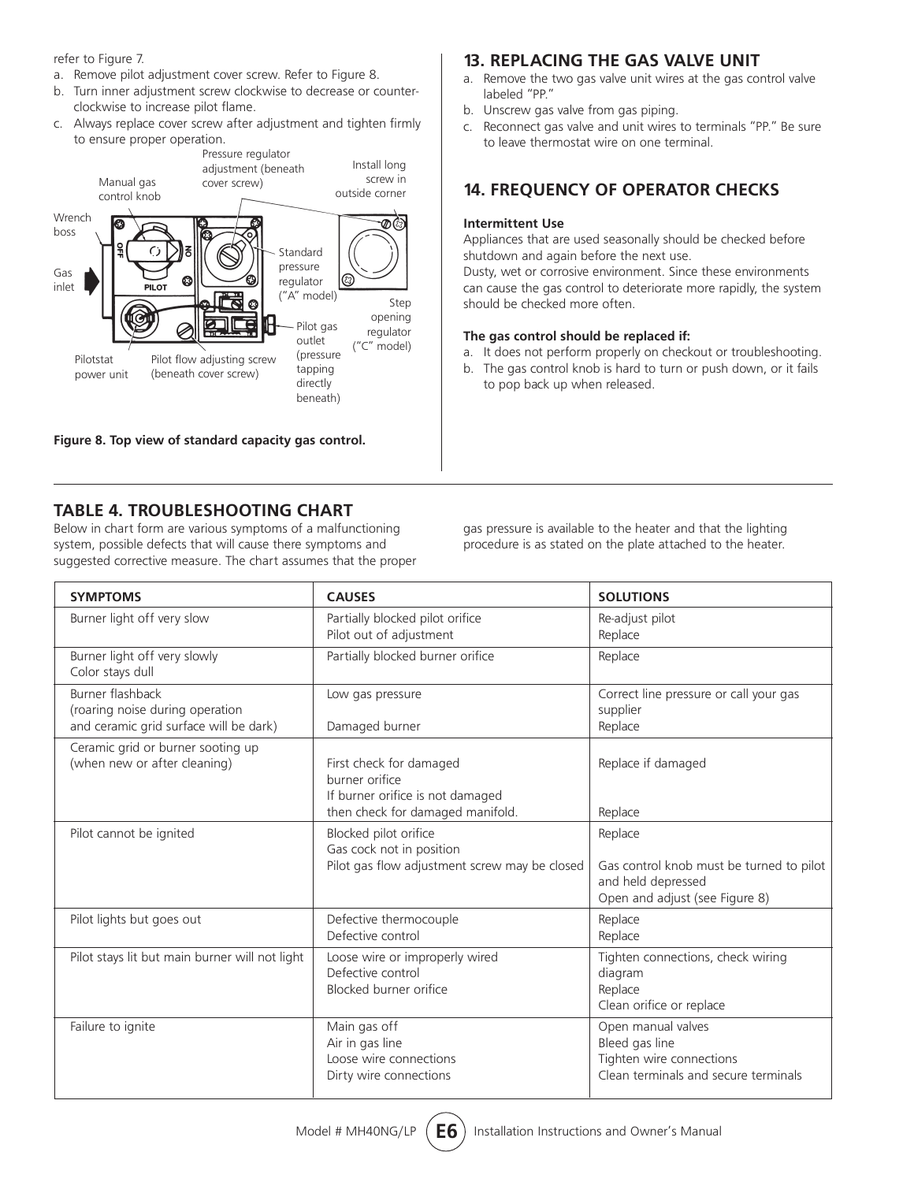refer to Figure 7.

a. Remove pilot adjustment cover screw. Refer to Figure 8.
b. Turn inner adjustment screw clockwise to decrease or counter-clockwise to increase pilot flame.
c. Always replace cover screw after adjustment and tighten firmly to ensure proper operation.

Pressure regulator adjustment (beneath cover screw)

Install long screw in outside corner

Manual gas control knob

Wrench boss

Gas inlet

Standard pressure regulator ("A" model)

Step opening regulator ("C" model)

Pilot gas outlet (pressure tapping directly beneath)

Pilotstat power unit

Pilot flow adjusting screw (beneath cover screw)

**Figure 8. Top view of standard capacity gas control.**

## 13. REPLACING THE GAS VALVE UNIT

a. Remove the two gas valve unit wires at the gas control valve labeled "PP."
b. Unscrew gas valve from gas piping.
c. Reconnect gas valve and unit wires to terminals "PP." Be sure to leave thermostat wire on one terminal.

## 14. FREQUENCY OF OPERATOR CHECKS

**Intermittent Use**

Appliances that are used seasonally should be checked before shutdown and again before the next use.

Dusty, wet or corrosive environment. Since these environments can cause the gas control to deteriorate more rapidly, the system should be checked more often.

**The gas control should be replaced if:**

a. It does not perform properly on checkout or troubleshooting.
b. The gas control knob is hard to turn or push down, or it fails to pop back up when released.

## TABLE 4. TROUBLESHOOTING CHART

Below in chart form are various symptoms of a malfunctioning system, possible defects that will cause there symptoms and suggested corrective measure. The chart assumes that the proper gas pressure is available to the heater and that the lighting procedure is as stated on the plate attached to the heater.

| SYMPTOMS | CAUSES | SOLUTIONS |
|---|---|---|
| Burner light off very slow | Partially blocked pilot orifice<br>Pilot out of adjustment | Re-adjust pilot<br>Replace |
| Burner light off very slowly<br>Color stays dull | Partially blocked burner orifice | Replace |
| Burner flashback<br>(roaring noise during operation<br>and ceramic grid surface will be dark) | Low gas pressure<br><br>Damaged burner | Correct line pressure or call your gas supplier<br>Replace |
| Ceramic grid or burner sooting up<br>(when new or after cleaning) | First check for damaged burner orifice<br>If burner orifice is not damaged then check for damaged manifold. | Replace if damaged<br><br>Replace |
| Pilot cannot be ignited | Blocked pilot orifice<br>Gas cock not in position<br>Pilot gas flow adjustment screw may be closed | Replace<br><br>Gas control knob must be turned to pilot and held depressed<br>Open and adjust (see Figure 8) |
| Pilot lights but goes out | Defective thermocouple<br>Defective control | Replace<br>Replace |
| Pilot stays lit but main burner will not light | Loose wire or improperly wired<br>Defective control<br>Blocked burner orifice | Tighten connections, check wiring diagram<br>Replace<br>Clean orifice or replace |
| Failure to ignite | Main gas off<br>Air in gas line<br>Loose wire connections<br>Dirty wire connections | Open manual valves<br>Bleed gas line<br>Tighten wire connections<br>Clean terminals and secure terminals |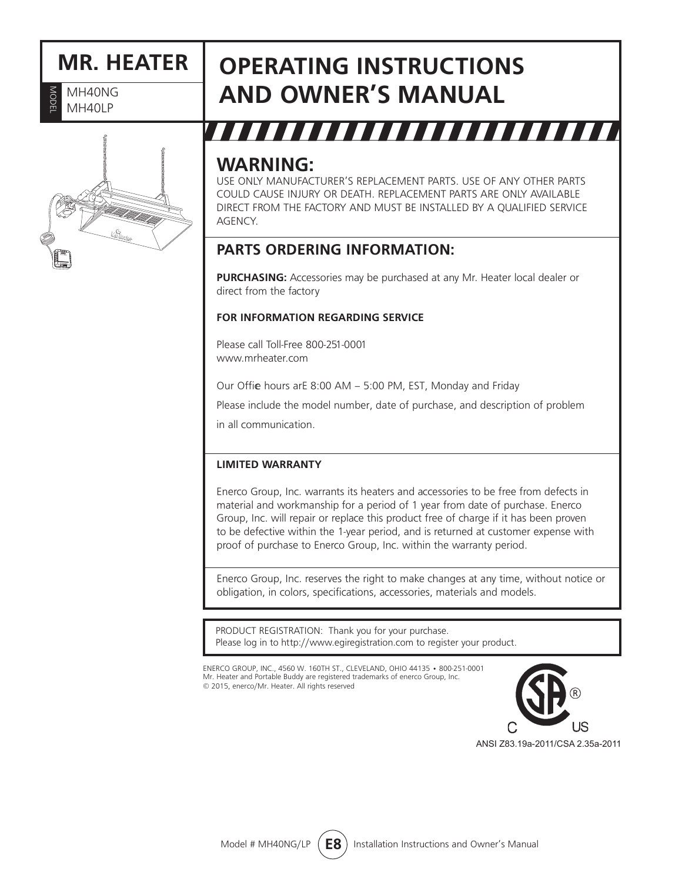# MR. HEATER

MODEL

MH40NG
MH40LP

# OPERATING INSTRUCTIONS AND OWNER'S MANUAL

## WARNING:

USE ONLY MANUFACTURER'S REPLACEMENT PARTS. USE OF ANY OTHER PARTS COULD CAUSE INJURY OR DEATH. REPLACEMENT PARTS ARE ONLY AVAILABLE DIRECT FROM THE FACTORY AND MUST BE INSTALLED BY A QUALIFIED SERVICE AGENCY.

## PARTS ORDERING INFORMATION:

**PURCHASING:** Accessories may be purchased at any Mr. Heater local dealer or direct from the factory

**FOR INFORMATION REGARDING SERVICE**

Please call Toll-Free 800-251-0001
www.mrheater.com

Our Office hours arE 8:00 AM – 5:00 PM, EST, Monday and Friday

Please include the model number, date of purchase, and description of problem in all communication.

**LIMITED WARRANTY**

Enerco Group, Inc. warrants its heaters and accessories to be free from defects in material and workmanship for a period of 1 year from date of purchase. Enerco Group, Inc. will repair or replace this product free of charge if it has been proven to be defective within the 1-year period, and is returned at customer expense with proof of purchase to Enerco Group, Inc. within the warranty period.

Enerco Group, Inc. reserves the right to make changes at any time, without notice or obligation, in colors, specifications, accessories, materials and models.

PRODUCT REGISTRATION: Thank you for your purchase.
Please log in to http://www.egiregistration.com to register your product.

ENERCO GROUP, INC., 4560 W. 160TH ST., CLEVELAND, OHIO 44135 • 800-251-0001
Mr. Heater and Portable Buddy are registered trademarks of enerco Group, Inc.
© 2015, enerco/Mr. Heater. All rights reserved

ANSI Z83.19a-2011/CSA 2.35a-2011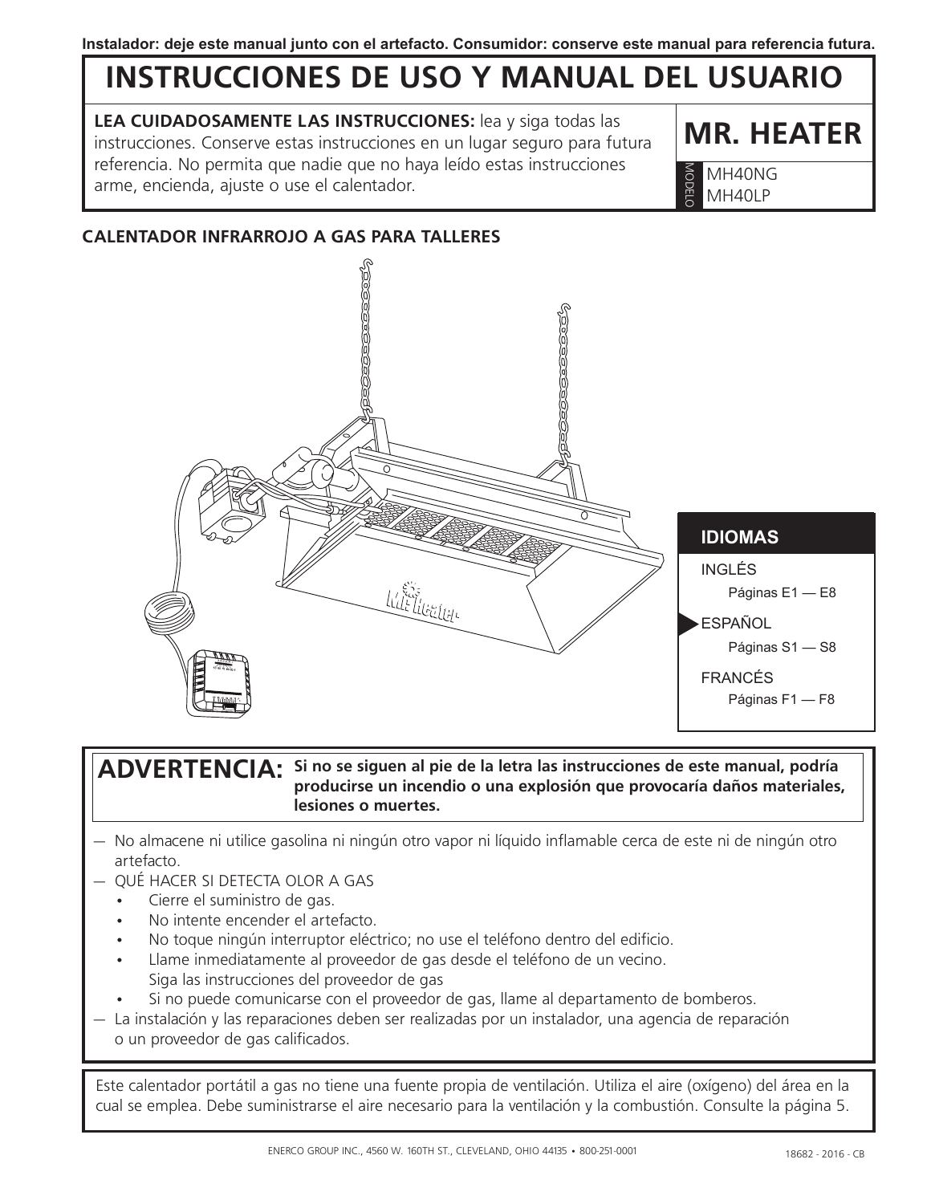**Instalador: deje este manual junto con el artefacto. Consumidor: conserve este manual para referencia futura.**

# INSTRUCCIONES DE USO Y MANUAL DEL USUARIO

**LEA CUIDADOSAMENTE LAS INSTRUCCIONES:** lea y siga todas las instrucciones. Conserve estas instrucciones en un lugar seguro para futura referencia. No permita que nadie que no haya leído estas instrucciones arme, encienda, ajuste o use el calentador.

## MR. HEATER

MODELO
MH40NG
MH40LP

### CALENTADOR INFRARROJO A GAS PARA TALLERES

**IDIOMAS**

INGLÉS
Páginas E1 — E8

ESPAÑOL
Páginas S1 — S8

FRANCÉS
Páginas F1 — F8

**ADVERTENCIA: Si no se siguen al pie de la letra las instrucciones de este manual, podría producirse un incendio o una explosión que provocaría daños materiales, lesiones o muertes.**

— No almacene ni utilice gasolina ni ningún otro vapor ni líquido inflamable cerca de este ni de ningún otro artefacto.

— QUÉ HACER SI DETECTA OLOR A GAS
- Cierre el suministro de gas.
- No intente encender el artefacto.
- No toque ningún interruptor eléctrico; no use el teléfono dentro del edificio.
- Llame inmediatamente al proveedor de gas desde el teléfono de un vecino. Siga las instrucciones del proveedor de gas
- Si no puede comunicarse con el proveedor de gas, llame al departamento de bomberos.

— La instalación y las reparaciones deben ser realizadas por un instalador, una agencia de reparación o un proveedor de gas calificados.

Este calentador portátil a gas no tiene una fuente propia de ventilación. Utiliza el aire (oxígeno) del área en la cual se emplea. Debe suministrarse el aire necesario para la ventilación y la combustión. Consulte la página 5.

ENERCO GROUP INC., 4560 W. 160TH ST., CLEVELAND, OHIO 44135 • 800-251-0001

18682 - 2016 - CB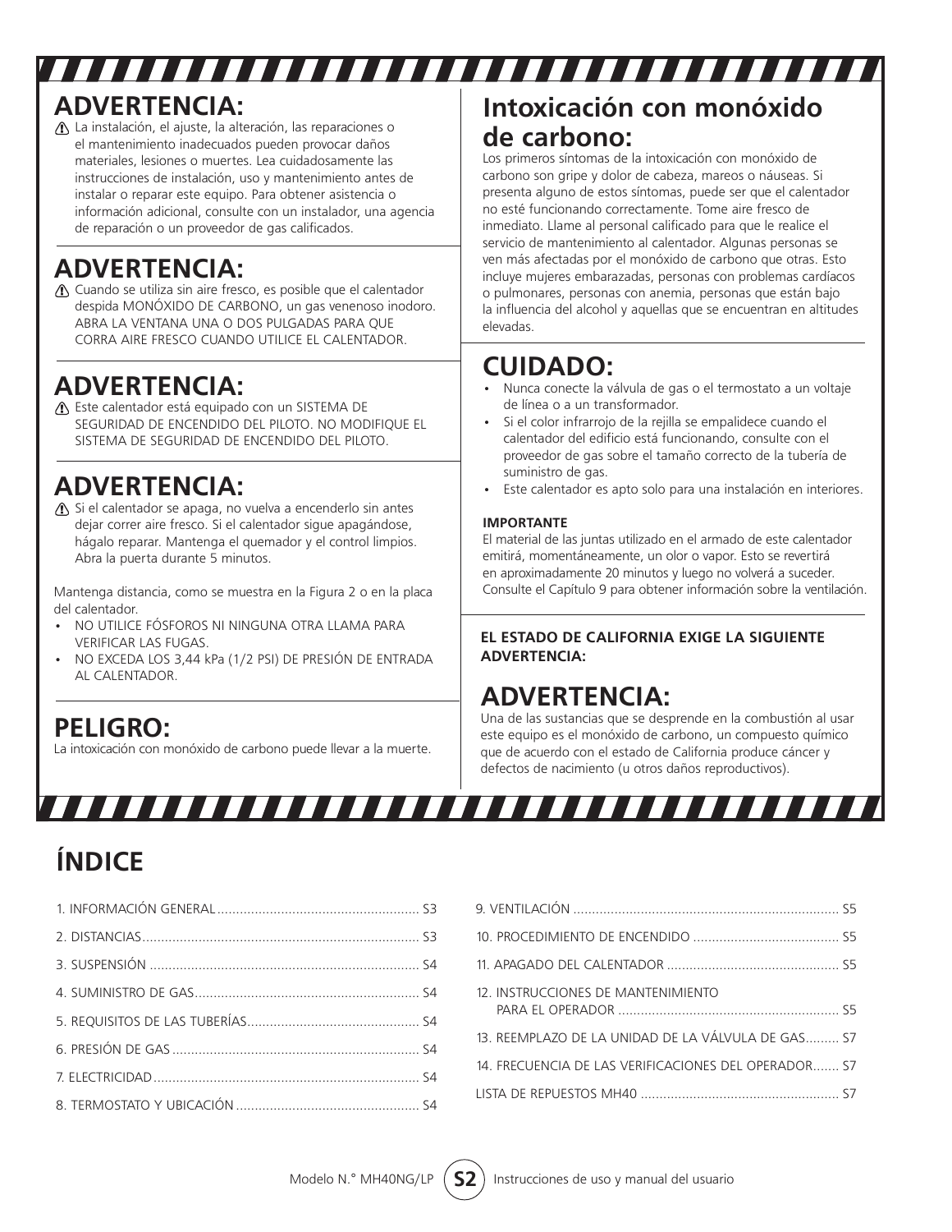## ADVERTENCIA:

⚠ La instalación, el ajuste, la alteración, las reparaciones o el mantenimiento inadecuados pueden provocar daños materiales, lesiones o muertes. Lea cuidadosamente las instrucciones de instalación, uso y mantenimiento antes de instalar o reparar este equipo. Para obtener asistencia o información adicional, consulte con un instalador, una agencia de reparación o un proveedor de gas calificados.

## ADVERTENCIA:

⚠ Cuando se utiliza sin aire fresco, es posible que el calentador despida MONÓXIDO DE CARBONO, un gas venenoso inodoro. ABRA LA VENTANA UNA O DOS PULGADAS PARA QUE CORRA AIRE FRESCO CUANDO UTILICE EL CALENTADOR.

## ADVERTENCIA:

⚠ Este calentador está equipado con un SISTEMA DE SEGURIDAD DE ENCENDIDO DEL PILOTO. NO MODIFIQUE EL SISTEMA DE SEGURIDAD DE ENCENDIDO DEL PILOTO.

## ADVERTENCIA:

⚠ Si el calentador se apaga, no vuelva a encenderlo sin antes dejar correr aire fresco. Si el calentador sigue apagándose, hágalo reparar. Mantenga el quemador y el control limpios. Abra la puerta durante 5 minutos.

Mantenga distancia, como se muestra en la Figura 2 o en la placa del calentador.

- NO UTILICE FÓSFOROS NI NINGUNA OTRA LLAMA PARA VERIFICAR LAS FUGAS.
- NO EXCEDA LOS 3,44 kPa (1/2 PSI) DE PRESIÓN DE ENTRADA AL CALENTADOR.

## PELIGRO:

La intoxicación con monóxido de carbono puede llevar a la muerte.

## Intoxicación con monóxido de carbono:

Los primeros síntomas de la intoxicación con monóxido de carbono son gripe y dolor de cabeza, mareos o náuseas. Si presenta alguno de estos síntomas, puede ser que el calentador no esté funcionando correctamente. Tome aire fresco de inmediato. Llame al personal calificado para que le realice el servicio de mantenimiento al calentador. Algunas personas se ven más afectadas por el monóxido de carbono que otras. Esto incluye mujeres embarazadas, personas con problemas cardíacos o pulmonares, personas con anemia, personas que están bajo la influencia del alcohol y aquellas que se encuentran en altitudes elevadas.

## CUIDADO:

- Nunca conecte la válvula de gas o el termostato a un voltaje de línea o a un transformador.
- Si el color infrarrojo de la rejilla se empalidece cuando el calentador del edificio está funcionando, consulte con el proveedor de gas sobre el tamaño correcto de la tubería de suministro de gas.
- Este calentador es apto solo para una instalación en interiores.

**IMPORTANTE**

El material de las juntas utilizado en el armado de este calentador emitirá, momentáneamente, un olor o vapor. Esto se revertirá en aproximadamente 20 minutos y luego no volverá a suceder. Consulte el Capítulo 9 para obtener información sobre la ventilación.

**EL ESTADO DE CALIFORNIA EXIGE LA SIGUIENTE ADVERTENCIA:**

## ADVERTENCIA:

Una de las sustancias que se desprende en la combustión al usar este equipo es el monóxido de carbono, un compuesto químico que de acuerdo con el estado de California produce cáncer y defectos de nacimiento (u otros daños reproductivos).

# ÍNDICE

1. INFORMACIÓN GENERAL ..... S3
2. DISTANCIAS ..... S3
3. SUSPENSIÓN ..... S4
4. SUMINISTRO DE GAS ..... S4
5. REQUISITOS DE LAS TUBERÍAS ..... S4
6. PRESIÓN DE GAS ..... S4
7. ELECTRICIDAD ..... S4
8. TERMOSTATO Y UBICACIÓN ..... S4
9. VENTILACIÓN ..... S5
10. PROCEDIMIENTO DE ENCENDIDO ..... S5
11. APAGADO DEL CALENTADOR ..... S5
12. INSTRUCCIONES DE MANTENIMIENTO PARA EL OPERADOR ..... S5
13. REEMPLAZO DE LA UNIDAD DE LA VÁLVULA DE GAS ..... S7
14. FRECUENCIA DE LAS VERIFICACIONES DEL OPERADOR ..... S7

LISTA DE REPUESTOS MH40 ..... S7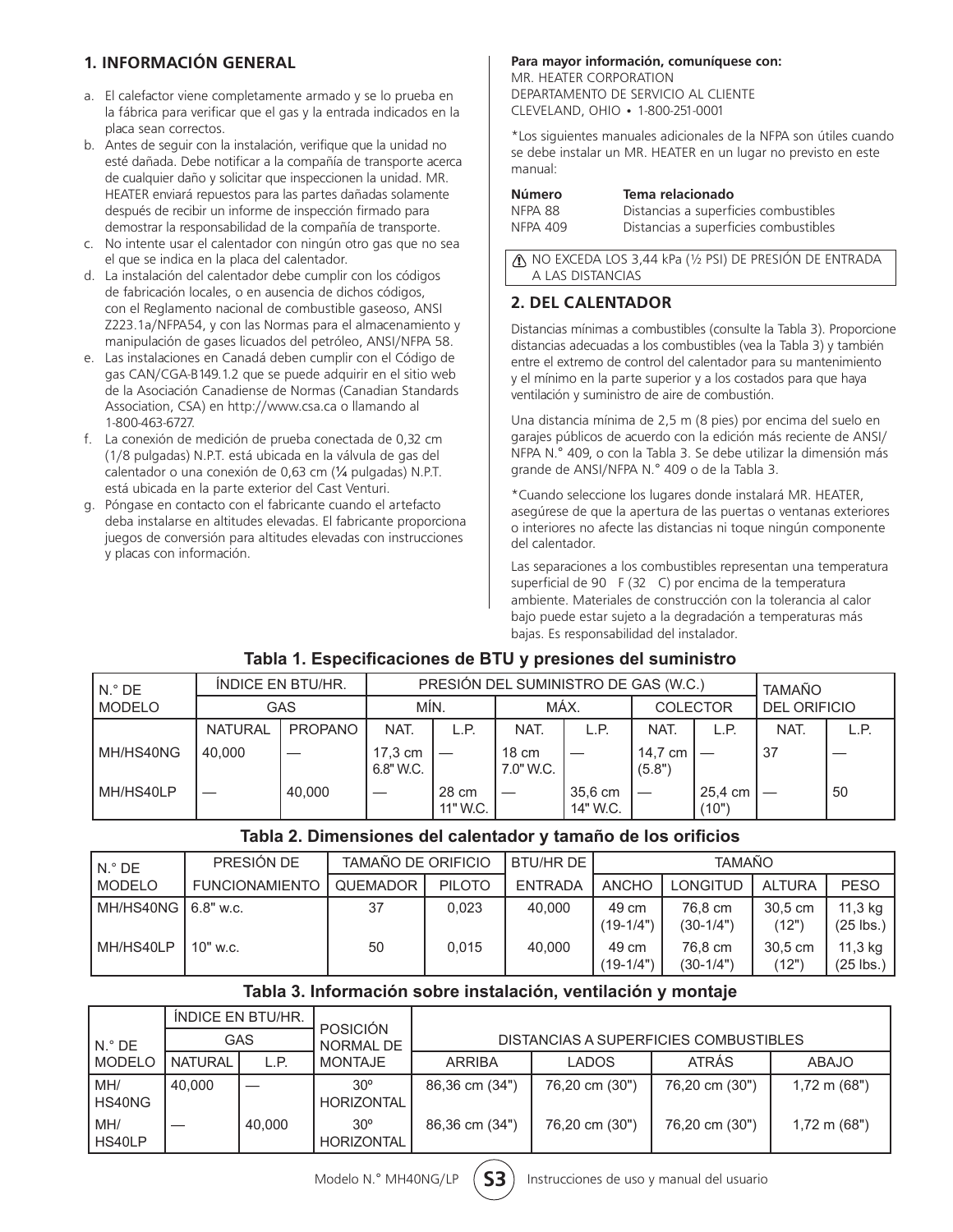## 1. INFORMACIÓN GENERAL

a. El calefactor viene completamente armado y se lo prueba en la fábrica para verificar que el gas y la entrada indicados en la placa sean correctos.
b. Antes de seguir con la instalación, verifique que la unidad no esté dañada. Debe notificar a la compañía de transporte acerca de cualquier daño y solicitar que inspeccionen la unidad. MR. HEATER enviará repuestos para las partes dañadas solamente después de recibir un informe de inspección firmado para demostrar la responsabilidad de la compañía de transporte.
c. No intente usar el calentador con ningún otro gas que no sea el que se indica en la placa del calentador.
d. La instalación del calentador debe cumplir con los códigos de fabricación locales, o en ausencia de dichos códigos, con el Reglamento nacional de combustible gaseoso, ANSI Z223.1a/NFPA54, y con las Normas para el almacenamiento y manipulación de gases licuados del petróleo, ANSI/NFPA 58.
e. Las instalaciones en Canadá deben cumplir con el Código de gas CAN/CGA-B149.1.2 que se puede adquirir en el sitio web de la Asociación Canadiense de Normas (Canadian Standards Association, CSA) en http://www.csa.ca o llamando al 1-800-463-6727.
f. La conexión de medición de prueba conectada de 0,32 cm (1/8 pulgadas) N.P.T. está ubicada en la válvula de gas del calentador o una conexión de 0,63 cm (¼ pulgadas) N.P.T. está ubicada en la parte exterior del Cast Venturi.
g. Póngase en contacto con el fabricante cuando el artefacto deba instalarse en altitudes elevadas. El fabricante proporciona juegos de conversión para altitudes elevadas con instrucciones y placas con información.

**Para mayor información, comuníquese con:**
MR. HEATER CORPORATION
DEPARTAMENTO DE SERVICIO AL CLIENTE
CLEVELAND, OHIO • 1-800-251-0001

*Los siguientes manuales adicionales de la NFPA son útiles cuando se debe instalar un MR. HEATER en un lugar no previsto en este manual:

| **Número** | **Tema relacionado** |
|---|---|
| NFPA 88 | Distancias a superficies combustibles |
| NFPA 409 | Distancias a superficies combustibles |

⚠ NO EXCEDA LOS 3,44 kPa (½ PSI) DE PRESIÓN DE ENTRADA A LAS DISTANCIAS

## 2. DEL CALENTADOR

Distancias mínimas a combustibles (consulte la Tabla 3). Proporcione distancias adecuadas a los combustibles (vea la Tabla 3) y también entre el extremo de control del calentador para su mantenimiento y el mínimo en la parte superior y a los costados para que haya ventilación y suministro de aire de combustión.

Una distancia mínima de 2,5 m (8 pies) por encima del suelo en garajes públicos de acuerdo con la edición más reciente de ANSI/NFPA N.° 409, o con la Tabla 3. Se debe utilizar la dimensión más grande de ANSI/NFPA N.° 409 o de la Tabla 3.

*Cuando seleccione los lugares donde instalará MR. HEATER, asegúrese de que la apertura de las puertas o ventanas exteriores o interiores no afecte las distancias ni toque ningún componente del calentador.

Las separaciones a los combustibles representan una temperatura superficial de 90 F (32 C) por encima de la temperatura ambiente. Materiales de construcción con la tolerancia al calor bajo puede estar sujeto a la degradación a temperaturas más bajas. Es responsabilidad del instalador.

**Tabla 1. Especificaciones de BTU y presiones del suministro**

| N.° DE MODELO | ÍNDICE EN BTU/HR. GAS | | PRESIÓN DEL SUMINISTRO DE GAS (W.C.) | | | | | | TAMAÑO DEL ORIFICIO | |
|---|---|---|---|---|---|---|---|---|---|---|
| | | | MÍN. | | MÁX. | | COLECTOR | | | |
| | NATURAL | PROPANO | NAT. | L.P. | NAT. | L.P. | NAT. | L.P. | NAT. | L.P. |
| MH/HS40NG | 40,000 | — | 17,3 cm 6.8" W.C. | — | 18 cm 7.0" W.C. | — | 14,7 cm (5.8") | — | 37 | — |
| MH/HS40LP | — | 40,000 | — | 28 cm 11" W.C. | — | 35,6 cm 14" W.C. | — | 25,4 cm (10") | — | 50 |

**Tabla 2. Dimensiones del calentador y tamaño de los orificios**

| N.° DE MODELO | PRESIÓN DE FUNCIONAMIENTO | TAMAÑO DE ORIFICIO QUEMADOR | TAMAÑO DE ORIFICIO PILOTO | BTU/HR DE ENTRADA | TAMAÑO ANCHO | TAMAÑO LONGITUD | TAMAÑO ALTURA | TAMAÑO PESO |
|---|---|---|---|---|---|---|---|---|
| MH/HS40NG | 6.8" w.c. | 37 | 0,023 | 40,000 | 49 cm (19-1/4") | 76,8 cm (30-1/4") | 30,5 cm (12") | 11,3 kg (25 lbs.) |
| MH/HS40LP | 10" w.c. | 50 | 0,015 | 40,000 | 49 cm (19-1/4") | 76,8 cm (30-1/4") | 30,5 cm (12") | 11,3 kg (25 lbs.) |

**Tabla 3. Información sobre instalación, ventilación y montaje**

| N.° DE MODELO | ÍNDICE EN BTU/HR. GAS | | POSICIÓN NORMAL DE MONTAJE | DISTANCIAS A SUPERFICIES COMBUSTIBLES | | | |
|---|---|---|---|---|---|---|---|
| | NATURAL | L.P. | | ARRIBA | LADOS | ATRÁS | ABAJO |
| MH/ HS40NG | 40,000 | — | 30º HORIZONTAL | 86,36 cm (34") | 76,20 cm (30") | 76,20 cm (30") | 1,72 m (68") |
| MH/ HS40LP | — | 40,000 | 30º HORIZONTAL | 86,36 cm (34") | 76,20 cm (30") | 76,20 cm (30") | 1,72 m (68") |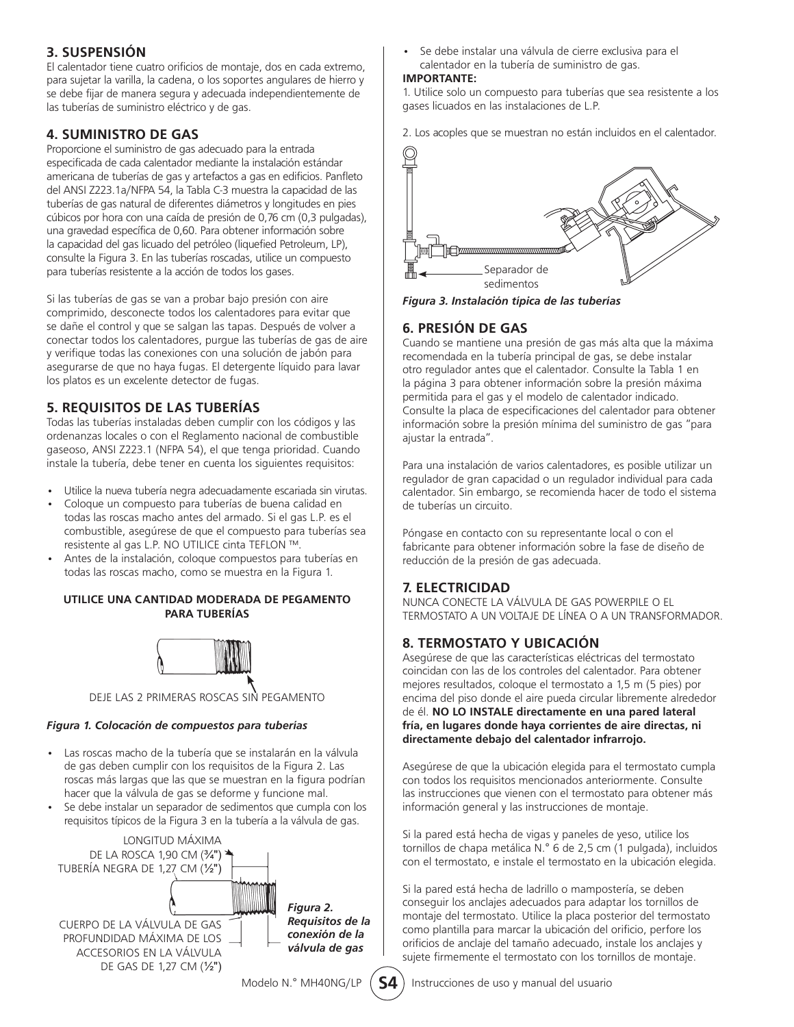## 3. SUSPENSIÓN

El calentador tiene cuatro orificios de montaje, dos en cada extremo, para sujetar la varilla, la cadena, o los soportes angulares de hierro y se debe fijar de manera segura y adecuada independientemente de las tuberías de suministro eléctrico y de gas.

## 4. SUMINISTRO DE GAS

Proporcione el suministro de gas adecuado para la entrada especificada de cada calentador mediante la instalación estándar americana de tuberías de gas y artefactos a gas en edificios. Panfleto del ANSI Z223.1a/NFPA 54, la Tabla C-3 muestra la capacidad de las tuberías de gas natural de diferentes diámetros y longitudes en pies cúbicos por hora con una caída de presión de 0,76 cm (0,3 pulgadas), una gravedad específica de 0,60. Para obtener información sobre la capacidad del gas licuado del petróleo (liquefied Petroleum, LP), consulte la Figura 3. En las tuberías roscadas, utilice un compuesto para tuberías resistente a la acción de todos los gases.

Si las tuberías de gas se van a probar bajo presión con aire comprimido, desconecte todos los calentadores para evitar que se dañe el control y que se salgan las tapas. Después de volver a conectar todos los calentadores, purgue las tuberías de gas de aire y verifique todas las conexiones con una solución de jabón para asegurarse de que no haya fugas. El detergente líquido para lavar los platos es un excelente detector de fugas.

## 5. REQUISITOS DE LAS TUBERÍAS

Todas las tuberías instaladas deben cumplir con los códigos y las ordenanzas locales o con el Reglamento nacional de combustible gaseoso, ANSI Z223.1 (NFPA 54), el que tenga prioridad. Cuando instale la tubería, debe tener en cuenta los siguientes requisitos:

- Utilice la nueva tubería negra adecuadamente escariada sin virutas.
- Coloque un compuesto para tuberías de buena calidad en todas las roscas macho antes del armado. Si el gas L.P. es el combustible, asegúrese de que el compuesto para tuberías sea resistente al gas L.P. NO UTILICE cinta TEFLON ™.
- Antes de la instalación, coloque compuestos para tuberías en todas las roscas macho, como se muestra en la Figura 1.

**UTILICE UNA CANTIDAD MODERADA DE PEGAMENTO PARA TUBERÍAS**

DEJE LAS 2 PRIMERAS ROSCAS SIN PEGAMENTO

***Figura 1. Colocación de compuestos para tuberías***

- Las roscas macho de la tubería que se instalarán en la válvula de gas deben cumplir con los requisitos de la Figura 2. Las roscas más largas que las que se muestran en la figura podrían hacer que la válvula de gas se deforme y funcione mal.
- Se debe instalar un separador de sedimentos que cumpla con los requisitos típicos de la Figura 3 en la tubería a la válvula de gas.

LONGITUD MÁXIMA DE LA ROSCA 1,90 CM (¾")

TUBERÍA NEGRA DE 1,27 CM (½")

CUERPO DE LA VÁLVULA DE GAS PROFUNDIDAD MÁXIMA DE LOS ACCESORIOS EN LA VÁLVULA DE GAS DE 1,27 CM (½")

***Figura 2. Requisitos de la conexión de la válvula de gas***

- Se debe instalar una válvula de cierre exclusiva para el calentador en la tubería de suministro de gas.

**IMPORTANTE:**

1. Utilice solo un compuesto para tuberías que sea resistente a los gases licuados en las instalaciones de L.P.

2. Los acoples que se muestran no están incluidos en el calentador.

Separador de sedimentos

***Figura 3. Instalación típica de las tuberías***

## 6. PRESIÓN DE GAS

Cuando se mantiene una presión de gas más alta que la máxima recomendada en la tubería principal de gas, se debe instalar otro regulador antes que el calentador. Consulte la Tabla 1 en la página 3 para obtener información sobre la presión máxima permitida para el gas y el modelo de calentador indicado. Consulte la placa de especificaciones del calentador para obtener información sobre la presión mínima del suministro de gas "para ajustar la entrada".

Para una instalación de varios calentadores, es posible utilizar un regulador de gran capacidad o un regulador individual para cada calentador. Sin embargo, se recomienda hacer de todo el sistema de tuberías un circuito.

Póngase en contacto con su representante local o con el fabricante para obtener información sobre la fase de diseño de reducción de la presión de gas adecuada.

## 7. ELECTRICIDAD

NUNCA CONECTE LA VÁLVULA DE GAS POWERPILE O EL TERMOSTATO A UN VOLTAJE DE LÍNEA O A UN TRANSFORMADOR.

## 8. TERMOSTATO Y UBICACIÓN

Asegúrese de que las características eléctricas del termostato coincidan con las de los controles del calentador. Para obtener mejores resultados, coloque el termostato a 1,5 m (5 pies) por encima del piso donde el aire pueda circular libremente alrededor de él. **NO LO INSTALE directamente en una pared lateral fría, en lugares donde haya corrientes de aire directas, ni directamente debajo del calentador infrarrojo.**

Asegúrese de que la ubicación elegida para el termostato cumpla con todos los requisitos mencionados anteriormente. Consulte las instrucciones que vienen con el termostato para obtener más información general y las instrucciones de montaje.

Si la pared está hecha de vigas y paneles de yeso, utilice los tornillos de chapa metálica N.° 6 de 2,5 cm (1 pulgada), incluidos con el termostato, e instale el termostato en la ubicación elegida.

Si la pared está hecha de ladrillo o mampostería, se deben conseguir los anclajes adecuados para adaptar los tornillos de montaje del termostato. Utilice la placa posterior del termostato como plantilla para marcar la ubicación del orificio, perfore los orificios de anclaje del tamaño adecuado, instale los anclajes y sujete firmemente el termostato con los tornillos de montaje.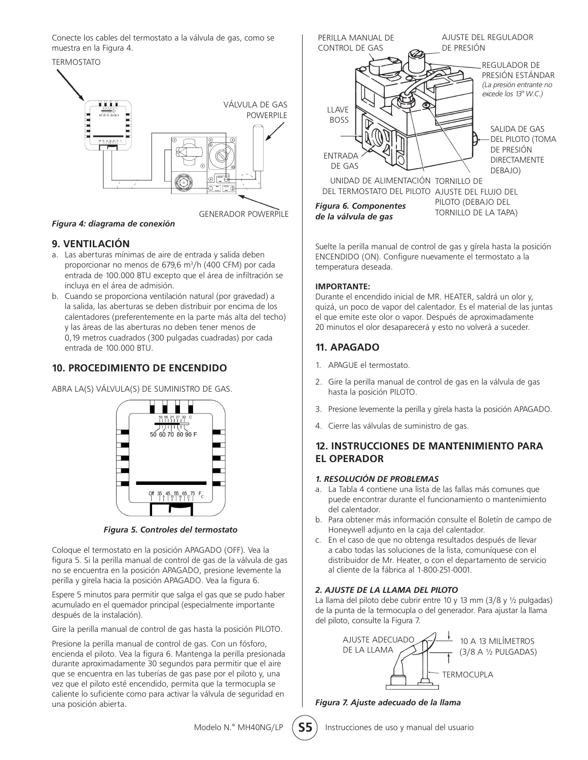Conecte los cables del termostato a la válvula de gas, como se muestra en la Figura 4.

TERMOSTATO

VÁLVULA DE GAS POWERPILE

GENERADOR POWERPILE

*Figura 4: diagrama de conexión*

## 9. VENTILACIÓN

a. Las aberturas mínimas de aire de entrada y salida deben proporcionar no menos de 679,6 $m^3$/h (400 CFM) por cada entrada de 100.000 BTU excepto que el área de infiltración se incluya en el área de admisión.
b. Cuando se proporciona ventilación natural (por gravedad) a la salida, las aberturas se deben distribuir por encima de los calentadores (preferentemente en la parte más alta del techo) y las áreas de las aberturas no deben tener menos de 0,19 metros cuadrados (300 pulgadas cuadradas) por cada entrada de 100.000 BTU.

## 10. PROCEDIMIENTO DE ENCENDIDO

ABRA LA(S) VÁLVULA(S) DE SUMINISTRO DE GAS.

*Figura 5. Controles del termostato*

Coloque el termostato en la posición APAGADO (OFF). Vea la figura 5. Si la perilla manual de control de gas de la válvula de gas no se encuentra en la posición APAGADO, presione levemente la perilla y gírela hacia la posición APAGADO. Vea la figura 6.

Espere 5 minutos para permitir que salga el gas que se pudo haber acumulado en el quemador principal (especialmente importante después de la instalación).

Gire la perilla manual de control de gas hasta la posición PILOTO.

Presione la perilla manual de control de gas. Con un fósforo, encienda el piloto. Vea la figura 6. Mantenga la perilla presionada durante aproximadamente 30 segundos para permitir que el aire que se encuentra en las tuberías de gas pase por el piloto y, una vez que el piloto esté encendido, permita que la termocupla se caliente lo suficiente como para activar la válvula de seguridad en una posición abierta.

PERILLA MANUAL DE CONTROL DE GAS

AJUSTE DEL REGULADOR DE PRESIÓN

REGULADOR DE PRESIÓN ESTÁNDAR *(La presión entrante no excede los 13" W.C.)*

LLAVE BOSS

SALIDA DE GAS DEL PILOTO (TOMA DE PRESIÓN DIRECTAMENTE DEBAJO)

ENTRADA DE GAS

UNIDAD DE ALIMENTACIÓN DEL TERMOSTATO DEL PILOTO

TORNILLO DE AJUSTE DEL FLUJO DEL PILOTO (DEBAJO DEL TORNILLO DE LA TAPA)

*Figura 6. Componentes de la válvula de gas*

Suelte la perilla manual de control de gas y gírela hasta la posición ENCENDIDO (ON). Configure nuevamente el termostato a la temperatura deseada.

**IMPORTANTE:**

Durante el encendido inicial de MR. HEATER, saldrá un olor y, quizá, un poco de vapor del calentador. Es el material de las juntas el que emite este olor o vapor. Después de aproximadamente 20 minutos el olor desaparecerá y esto no volverá a suceder.

## 11. APAGADO

1. APAGUE el termostato.
2. Gire la perilla manual de control de gas en la válvula de gas hasta la posición PILOTO.
3. Presione levemente la perilla y gírela hasta la posición APAGADO.
4. Cierre las válvulas de suministro de gas.

## 12. INSTRUCCIONES DE MANTENIMIENTO PARA EL OPERADOR

### *1. RESOLUCIÓN DE PROBLEMAS*

a. La Tabla 4 contiene una lista de las fallas más comunes que puede encontrar durante el funcionamiento o mantenimiento del calentador.
b. Para obtener más información consulte el Boletín de campo de Honeywell adjunto en la caja del calentador.
c. En el caso de que no obtenga resultados después de llevar a cabo todas las soluciones de la lista, comuníquese con el distribuidor de Mr. Heater, o con el departamento de servicio al cliente de la fábrica al 1-800-251-0001.

### *2. AJUSTE DE LA LLAMA DEL PILOTO*

La llama del piloto debe cubrir entre 10 y 13 mm (3/8 y ½ pulgadas) de la punta de la termocupla o del generador. Para ajustar la llama del piloto, consulte la Figura 7.

AJUSTE ADECUADO DE LA LLAMA

10 A 13 MILÍMETROS (3/8 A ½ PULGADAS)

TERMOCUPLA

*Figura 7. Ajuste adecuado de la llama*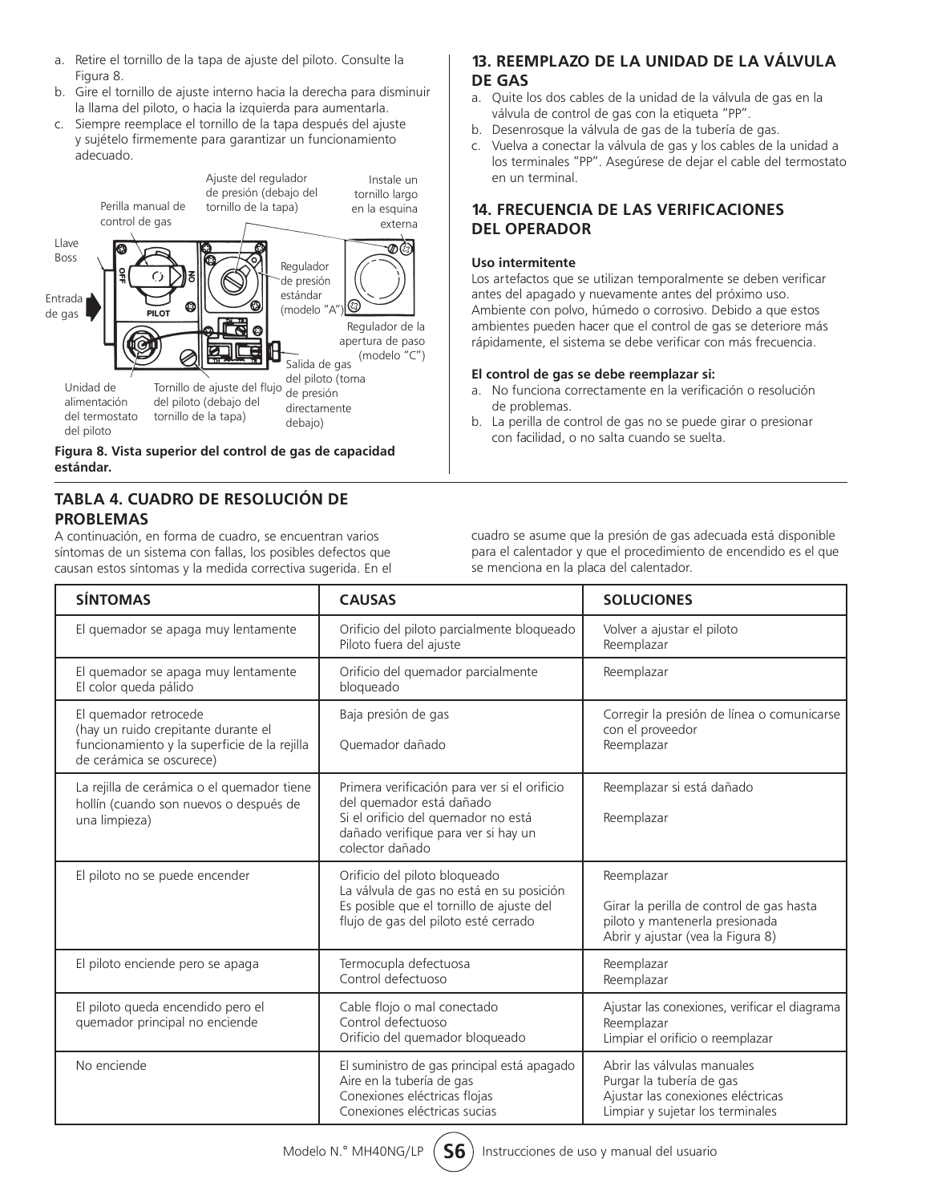a. Retire el tornillo de la tapa de ajuste del piloto. Consulte la Figura 8.
b. Gire el tornillo de ajuste interno hacia la derecha para disminuir la llama del piloto, o hacia la izquierda para aumentarla.
c. Siempre reemplace el tornillo de la tapa después del ajuste y sujételo firmemente para garantizar un funcionamiento adecuado.

Ajuste del regulador de presión (debajo del tornillo de la tapa)
Instale un tornillo largo en la esquina externa
Perilla manual de control de gas
Llave Boss
Entrada de gas
Regulador de presión estándar (modelo "A")
Regulador de la apertura de paso (modelo "C")
Salida de gas del piloto (toma de presión directamente debajo)
Unidad de alimentación del termostato del piloto
Tornillo de ajuste del flujo del piloto (debajo del tornillo de la tapa)

**Figura 8. Vista superior del control de gas de capacidad estándar.**

## 13. REEMPLAZO DE LA UNIDAD DE LA VÁLVULA DE GAS

a. Quite los dos cables de la unidad de la válvula de gas en la válvula de control de gas con la etiqueta "PP".
b. Desenrosque la válvula de gas de la tubería de gas.
c. Vuelva a conectar la válvula de gas y los cables de la unidad a los terminales "PP". Asegúrese de dejar el cable del termostato en un terminal.

## 14. FRECUENCIA DE LAS VERIFICACIONES DEL OPERADOR

**Uso intermitente**

Los artefactos que se utilizan temporalmente se deben verificar antes del apagado y nuevamente antes del próximo uso. Ambiente con polvo, húmedo o corrosivo. Debido a que estos ambientes pueden hacer que el control de gas se deteriore más rápidamente, el sistema se debe verificar con más frecuencia.

**El control de gas se debe reemplazar si:**

a. No funciona correctamente en la verificación o resolución de problemas.
b. La perilla de control de gas no se puede girar o presionar con facilidad, o no salta cuando se suelta.

## TABLA 4. CUADRO DE RESOLUCIÓN DE PROBLEMAS

A continuación, en forma de cuadro, se encuentran varios síntomas de un sistema con fallas, los posibles defectos que causan estos síntomas y la medida correctiva sugerida. En el cuadro se asume que la presión de gas adecuada está disponible para el calentador y que el procedimiento de encendido es el que se menciona en la placa del calentador.

| SÍNTOMAS | CAUSAS | SOLUCIONES |
|---|---|---|
| El quemador se apaga muy lentamente | Orificio del piloto parcialmente bloqueado<br>Piloto fuera del ajuste | Volver a ajustar el piloto<br>Reemplazar |
| El quemador se apaga muy lentamente<br>El color queda pálido | Orificio del quemador parcialmente bloqueado | Reemplazar |
| El quemador retrocede<br>(hay un ruido crepitante durante el funcionamiento y la superficie de la rejilla de cerámica se oscurece) | Baja presión de gas<br><br>Quemador dañado | Corregir la presión de línea o comunicarse con el proveedor<br>Reemplazar |
| La rejilla de cerámica o el quemador tiene hollín (cuando son nuevos o después de una limpieza) | Primera verificación para ver si el orificio del quemador está dañado<br>Si el orificio del quemador no está dañado verifique para ver si hay un colector dañado | Reemplazar si está dañado<br><br>Reemplazar |
| El piloto no se puede encender | Orificio del piloto bloqueado<br>La válvula de gas no está en su posición<br>Es posible que el tornillo de ajuste del flujo de gas del piloto esté cerrado | Reemplazar<br><br>Girar la perilla de control de gas hasta piloto y mantenerla presionada<br>Abrir y ajustar (vea la Figura 8) |
| El piloto enciende pero se apaga | Termocupla defectuosa<br>Control defectuoso | Reemplazar<br>Reemplazar |
| El piloto queda encendido pero el quemador principal no enciende | Cable flojo o mal conectado<br>Control defectuoso<br>Orificio del quemador bloqueado | Ajustar las conexiones, verificar el diagrama<br>Reemplazar<br>Limpiar el orificio o reemplazar |
| No enciende | El suministro de gas principal está apagado<br>Aire en la tubería de gas<br>Conexiones eléctricas flojas<br>Conexiones eléctricas sucias | Abrir las válvulas manuales<br>Purgar la tubería de gas<br>Ajustar las conexiones eléctricas<br>Limpiar y sujetar los terminales |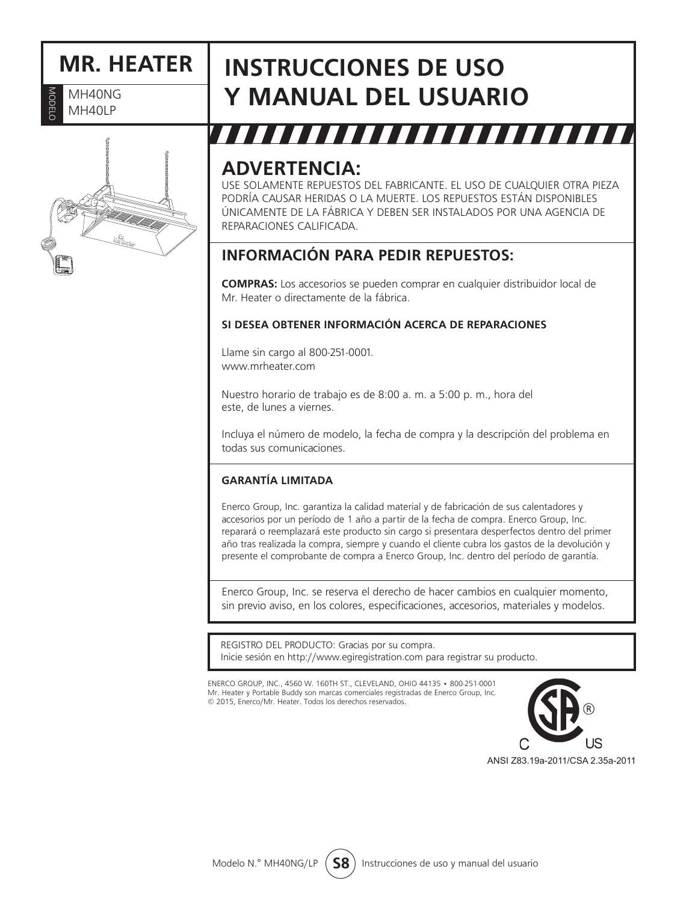# MR. HEATER

MODELO MH40NG MH40LP

# INSTRUCCIONES DE USO Y MANUAL DEL USUARIO

## ADVERTENCIA:

USE SOLAMENTE REPUESTOS DEL FABRICANTE. EL USO DE CUALQUIER OTRA PIEZA PODRÍA CAUSAR HERIDAS O LA MUERTE. LOS REPUESTOS ESTÁN DISPONIBLES ÚNICAMENTE DE LA FÁBRICA Y DEBEN SER INSTALADOS POR UNA AGENCIA DE REPARACIONES CALIFICADA.

## INFORMACIÓN PARA PEDIR REPUESTOS:

**COMPRAS:** Los accesorios se pueden comprar en cualquier distribuidor local de Mr. Heater o directamente de la fábrica.

**SI DESEA OBTENER INFORMACIÓN ACERCA DE REPARACIONES**

Llame sin cargo al 800-251-0001.
www.mrheater.com

Nuestro horario de trabajo es de 8:00 a. m. a 5:00 p. m., hora del este, de lunes a viernes.

Incluya el número de modelo, la fecha de compra y la descripción del problema en todas sus comunicaciones.

**GARANTÍA LIMITADA**

Enerco Group, Inc. garantiza la calidad material y de fabricación de sus calentadores y accesorios por un período de 1 año a partir de la fecha de compra. Enerco Group, Inc. reparará o reemplazará este producto sin cargo si presentara desperfectos dentro del primer año tras realizada la compra, siempre y cuando el cliente cubra los gastos de la devolución y presente el comprobante de compra a Enerco Group, Inc. dentro del período de garantía.

Enerco Group, Inc. se reserva el derecho de hacer cambios en cualquier momento, sin previo aviso, en los colores, especificaciones, accesorios, materiales y modelos.

REGISTRO DEL PRODUCTO: Gracias por su compra.
Inicie sesión en http://www.egiregistration.com para registrar su producto.

ENERCO GROUP, INC., 4560 W. 160TH ST., CLEVELAND, OHIO 44135 • 800-251-0001
Mr. Heater y Portable Buddy son marcas comerciales registradas de Enerco Group, Inc.
© 2015, Enerco/Mr. Heater. Todos los derechos reservados.

ANSI Z83.19a-2011/CSA 2.35a-2011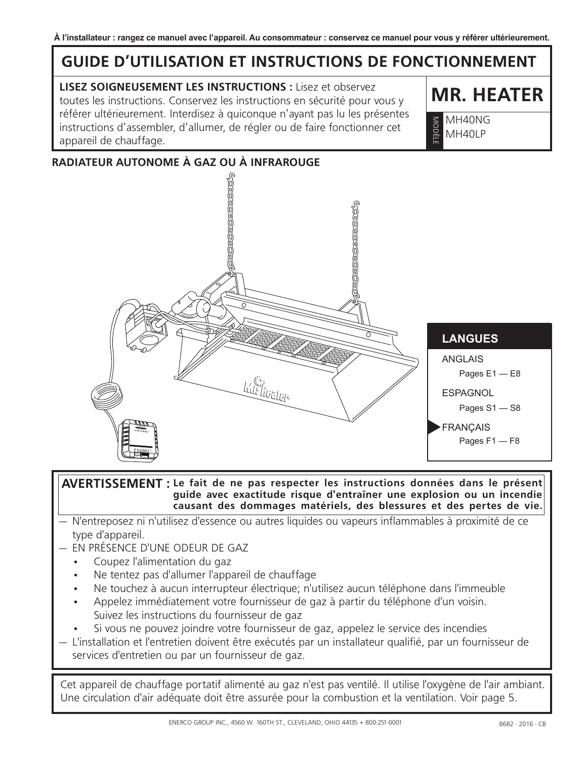**À l'installateur : rangez ce manuel avec l'appareil. Au consommateur : conservez ce manuel pour vous y référer ultérieurement.**

# GUIDE D'UTILISATION ET INSTRUCTIONS DE FONCTIONNEMENT

**LISEZ SOIGNEUSEMENT LES INSTRUCTIONS :** Lisez et observez toutes les instructions. Conservez les instructions en sécurité pour vous y référer ultérieurement. Interdisez à quiconque n'ayant pas lu les présentes instructions d'assembler, d'allumer, de régler ou de faire fonctionner cet appareil de chauffage.

## MR. HEATER

MODÈLE
MH40NG
MH40LP

## RADIATEUR AUTONOME À GAZ OU À INFRAROUGE

### LANGUES

- ANGLAIS
  - Pages E1 — E8
- ESPAGNOL
  - Pages S1 — S8
- FRANÇAIS
  - Pages F1 — F8

**AVERTISSEMENT : Le fait de ne pas respecter les instructions données dans le présent guide avec exactitude risque d'entraîner une explosion ou un incendie causant des dommages matériels, des blessures et des pertes de vie.**

— N'entreposez ni n'utilisez d'essence ou autres liquides ou vapeurs inflammables à proximité de ce type d'appareil.

— EN PRÉSENCE D'UNE ODEUR DE GAZ

- Coupez l'alimentation du gaz
- Ne tentez pas d'allumer l'appareil de chauffage
- Ne touchez à aucun interrupteur électrique; n'utilisez aucun téléphone dans l'immeuble
- Appelez immédiatement votre fournisseur de gaz à partir du téléphone d'un voisin. Suivez les instructions du fournisseur de gaz
- Si vous ne pouvez joindre votre fournisseur de gaz, appelez le service des incendies

— L'installation et l'entretien doivent être exécutés par un installateur qualifié, par un fournisseur de services d'entretien ou par un fournisseur de gaz.

Cet appareil de chauffage portatif alimenté au gaz n'est pas ventilé. Il utilise l'oxygène de l'air ambiant. Une circulation d'air adéquate doit être assurée pour la combustion et la ventilation. Voir page 5.

ENERCO GROUP INC., 4560 W. 160TH ST., CLEVELAND, OHIO 44135 • 800-251-0001

8682 - 2016 - CB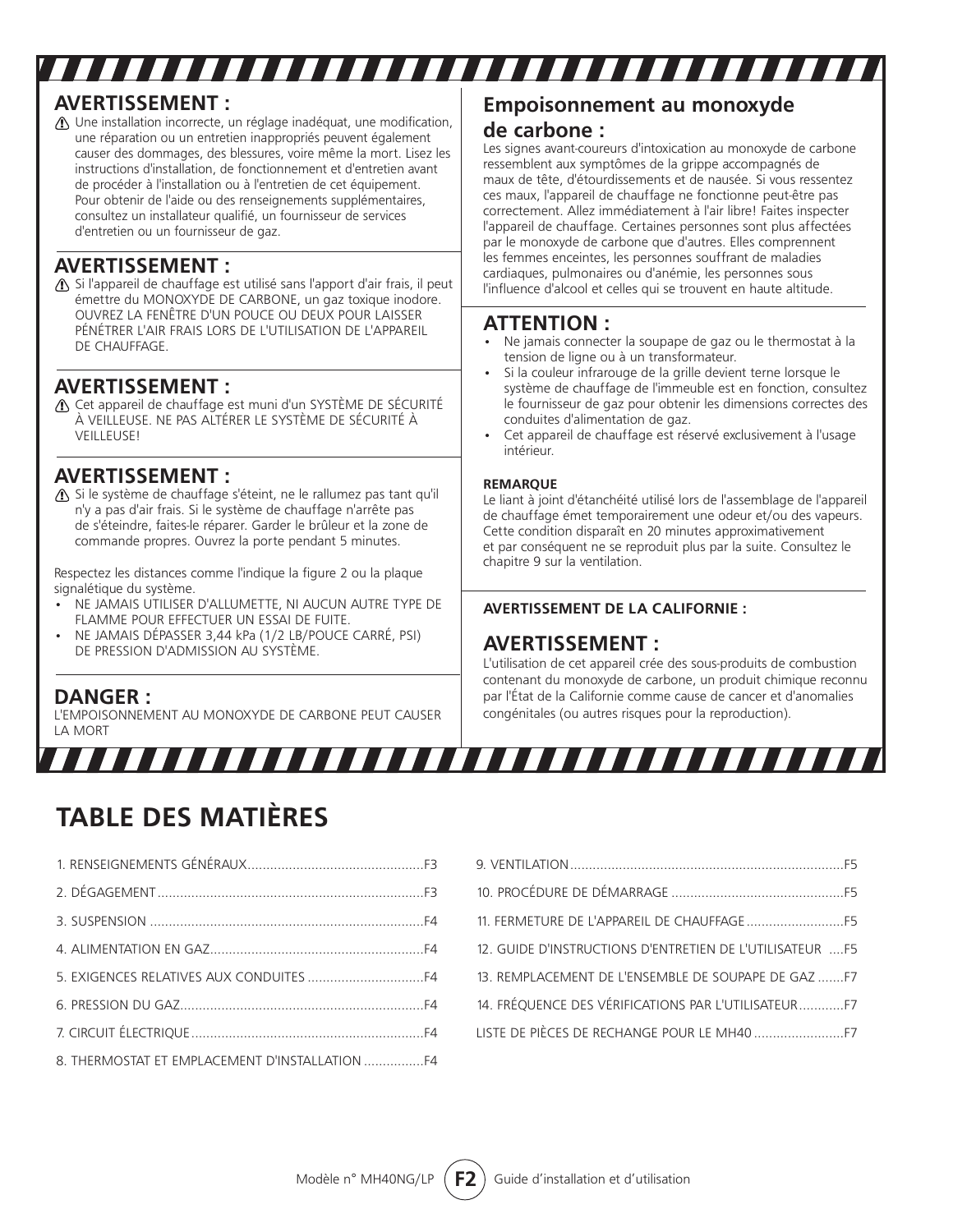## AVERTISSEMENT :

⚠ Une installation incorrecte, un réglage inadéquat, une modification, une réparation ou un entretien inappropriés peuvent également causer des dommages, des blessures, voire même la mort. Lisez les instructions d'installation, de fonctionnement et d'entretien avant de procéder à l'installation ou à l'entretien de cet équipement. Pour obtenir de l'aide ou des renseignements supplémentaires, consultez un installateur qualifié, un fournisseur de services d'entretien ou un fournisseur de gaz.

## AVERTISSEMENT :

⚠ Si l'appareil de chauffage est utilisé sans l'apport d'air frais, il peut émettre du MONOXYDE DE CARBONE, un gaz toxique inodore. OUVREZ LA FENÊTRE D'UN POUCE OU DEUX POUR LAISSER PÉNÉTRER L'AIR FRAIS LORS DE L'UTILISATION DE L'APPAREIL DE CHAUFFAGE.

## AVERTISSEMENT :

⚠ Cet appareil de chauffage est muni d'un SYSTÈME DE SÉCURITÉ À VEILLEUSE. NE PAS ALTÉRER LE SYSTÈME DE SÉCURITÉ À VEILLEUSE!

## AVERTISSEMENT :

⚠ Si le système de chauffage s'éteint, ne le rallumez pas tant qu'il n'y a pas d'air frais. Si le système de chauffage n'arrête pas de s'éteindre, faites-le réparer. Garder le brûleur et la zone de commande propres. Ouvrez la porte pendant 5 minutes.

Respectez les distances comme l'indique la figure 2 ou la plaque signalétique du système.

- NE JAMAIS UTILISER D'ALLUMETTE, NI AUCUN AUTRE TYPE DE FLAMME POUR EFFECTUER UN ESSAI DE FUITE.
- NE JAMAIS DÉPASSER 3,44 kPa (1/2 LB/POUCE CARRÉ, PSI) DE PRESSION D'ADMISSION AU SYSTÈME.

## DANGER :

L'EMPOISONNEMENT AU MONOXYDE DE CARBONE PEUT CAUSER LA MORT

## Empoisonnement au monoxyde de carbone :

Les signes avant-coureurs d'intoxication au monoxyde de carbone ressemblent aux symptômes de la grippe accompagnés de maux de tête, d'étourdissements et de nausée. Si vous ressentez ces maux, l'appareil de chauffage ne fonctionne peut-être pas correctement. Allez immédiatement à l'air libre! Faites inspecter l'appareil de chauffage. Certaines personnes sont plus affectées par le monoxyde de carbone que d'autres. Elles comprennent les femmes enceintes, les personnes souffrant de maladies cardiaques, pulmonaires ou d'anémie, les personnes sous l'influence d'alcool et celles qui se trouvent en haute altitude.

## ATTENTION :

- Ne jamais connecter la soupape de gaz ou le thermostat à la tension de ligne ou à un transformateur.
- Si la couleur infrarouge de la grille devient terne lorsque le système de chauffage de l'immeuble est en fonction, consultez le fournisseur de gaz pour obtenir les dimensions correctes des conduites d'alimentation de gaz.
- Cet appareil de chauffage est réservé exclusivement à l'usage intérieur.

**REMARQUE**

Le liant à joint d'étanchéité utilisé lors de l'assemblage de l'appareil de chauffage émet temporairement une odeur et/ou des vapeurs. Cette condition disparaît en 20 minutes approximativement et par conséquent ne se reproduit plus par la suite. Consultez le chapitre 9 sur la ventilation.

**AVERTISSEMENT DE LA CALIFORNIE :**

## AVERTISSEMENT :

L'utilisation de cet appareil crée des sous-produits de combustion contenant du monoxyde de carbone, un produit chimique reconnu par l'État de la Californie comme cause de cancer et d'anomalies congénitales (ou autres risques pour la reproduction).

# TABLE DES MATIÈRES

1. RENSEIGNEMENTS GÉNÉRAUX ........ F3
2. DÉGAGEMENT ........ F3
3. SUSPENSION ........ F4
4. ALIMENTATION EN GAZ ........ F4
5. EXIGENCES RELATIVES AUX CONDUITES ........ F4
6. PRESSION DU GAZ ........ F4
7. CIRCUIT ÉLECTRIQUE ........ F4
8. THERMOSTAT ET EMPLACEMENT D'INSTALLATION ........ F4
9. VENTILATION ........ F5
10. PROCÉDURE DE DÉMARRAGE ........ F5
11. FERMETURE DE L'APPAREIL DE CHAUFFAGE ........ F5
12. GUIDE D'INSTRUCTIONS D'ENTRETIEN DE L'UTILISATEUR ........ F5
13. REMPLACEMENT DE L'ENSEMBLE DE SOUPAPE DE GAZ ........ F7
14. FRÉQUENCE DES VÉRIFICATIONS PAR L'UTILISATEUR ........ F7

LISTE DE PIÈCES DE RECHANGE POUR LE MH40 ........ F7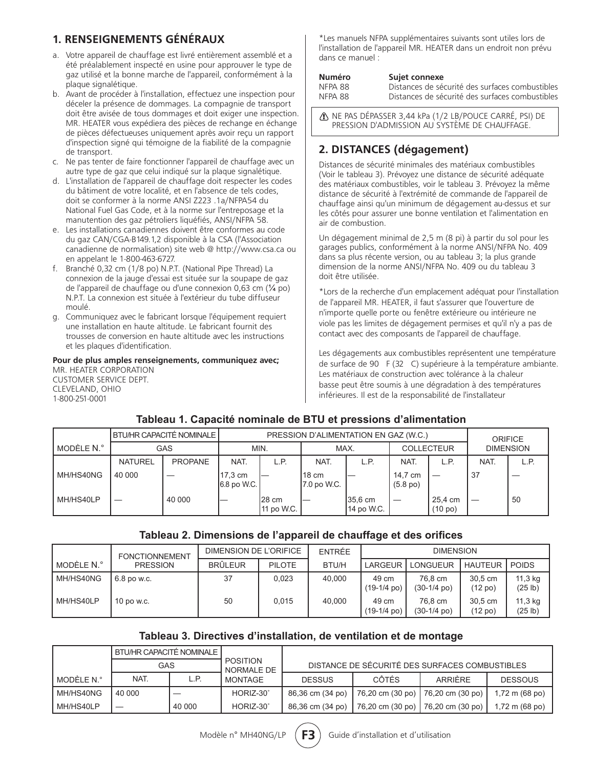## 1. RENSEIGNEMENTS GÉNÉRAUX

a. Votre appareil de chauffage est livré entièrement assemblé et a été préalablement inspecté en usine pour approuver le type de gaz utilisé et la bonne marche de l'appareil, conformément à la plaque signalétique.
b. Avant de procéder à l'installation, effectuez une inspection pour déceler la présence de dommages. La compagnie de transport doit être avisée de tous dommages et doit exiger une inspection. MR. HEATER vous expédiera des pièces de rechange en échange de pièces défectueuses uniquement après avoir reçu un rapport d'inspection signé qui témoigne de la fiabilité de la compagnie de transport.
c. Ne pas tenter de faire fonctionner l'appareil de chauffage avec un autre type de gaz que celui indiqué sur la plaque signalétique.
d. L'installation de l'appareil de chauffage doit respecter les codes du bâtiment de votre localité, et en l'absence de tels codes, doit se conformer à la norme ANSI Z223 .1a/NFPA54 du National Fuel Gas Code, et à la norme sur l'entreposage et la manutention des gaz pétroliers liquéfiés, ANSI/NFPA 58.
e. Les installations canadiennes doivent être conformes au code du gaz CAN/CGA-B149.1,2 disponible à la CSA (l'Association canadienne de normalisation) site web @ http://www.csa.ca ou en appelant le 1-800-463-6727.
f. Branché 0,32 cm (1/8 po) N.P.T. (National Pipe Thread) La connexion de la jauge d'essai est située sur la soupape de gaz de l'appareil de chauffage ou d'une connexion 0,63 cm (¼ po) N.P.T. La connexion est située à l'extérieur du tube diffuseur moulé.
g. Communiquez avec le fabricant lorsque l'équipement requiert une installation en haute altitude. Le fabricant fournit des trousses de conversion en haute altitude avec les instructions et les plaques d'identification.

**Pour de plus amples renseignements, communiquez avec;**
MR. HEATER CORPORATION
CUSTOMER SERVICE DEPT.
CLEVELAND, OHIO
1-800-251-0001

*Les manuels NFPA supplémentaires suivants sont utiles lors de l'installation de l'appareil MR. HEATER dans un endroit non prévu dans ce manuel :

| Numéro | Sujet connexe |
|---|---|
| NFPA 88 | Distances de sécurité des surfaces combustibles |
| NFPA 88 | Distances de sécurité des surfaces combustibles |

⚠ NE PAS DÉPASSER 3,44 kPa (1/2 LB/POUCE CARRÉ, PSI) DE PRESSION D'ADMISSION AU SYSTÈME DE CHAUFFAGE.

## 2. DISTANCES (dégagement)

Distances de sécurité minimales des matériaux combustibles (Voir le tableau 3). Prévoyez une distance de sécurité adéquate des matériaux combustibles, voir le tableau 3. Prévoyez la même distance de sécurité à l'extrémité de commande de l'appareil de chauffage ainsi qu'un minimum de dégagement au-dessus et sur les côtés pour assurer une bonne ventilation et l'alimentation en air de combustion.

Un dégagement minimal de 2,5 m (8 pi) à partir du sol pour les garages publics, conformément à la norme ANSI/NFPA No. 409 dans sa plus récente version, ou au tableau 3; la plus grande dimension de la norme ANSI/NFPA No. 409 ou du tableau 3 doit être utilisée.

*Lors de la recherche d'un emplacement adéquat pour l'installation de l'appareil MR. HEATER, il faut s'assurer que l'ouverture de n'importe quelle porte ou fenêtre extérieure ou intérieure ne viole pas les limites de dégagement permises et qu'il n'y a pas de contact avec des composants de l'appareil de chauffage.

Les dégagements aux combustibles représentent une température de surface de 90 °F (32 °C) supérieure à la température ambiante. Les matériaux de construction avec tolérance à la chaleur basse peut être soumis à une dégradation à des températures inférieures. Il est de la responsabilité de l'installateur

**Tableau 1. Capacité nominale de BTU et pressions d'alimentation**

| MODÈLE N.° | BTU/HR CAPACITÉ NOMINALE GAS | | PRESSION D'ALIMENTATION EN GAZ (W.C.) | | | | | | ORIFICE DIMENSION | |
|---|---|---|---|---|---|---|---|---|---|---|
| | | | MIN. | | MAX. | | COLLECTEUR | | | |
| | NATUREL | PROPANE | NAT. | L.P. | NAT. | L.P. | NAT. | L.P. | NAT. | L.P. |
| MH/HS40NG | 40 000 | — | 17,3 cm 6.8 po W.C. | — | 18 cm 7.0 po W.C. | — | 14,7 cm (5.8 po) | — | 37 | — |
| MH/HS40LP | — | 40 000 | — | 28 cm 11 po W.C. | — | 35,6 cm 14 po W.C. | — | 25,4 cm (10 po) | — | 50 |

**Tableau 2. Dimensions de l'appareil de chauffage et des orifices**

| MODÈLE N.° | FONCTIONNEMENT PRESSION | DIMENSION DE L'ORIFICE | | ENTRÉE | DIMENSION | | | |
|---|---|---|---|---|---|---|---|---|
| | | BRÛLEUR | PILOTE | BTU/H | LARGEUR | LONGUEUR | HAUTEUR | POIDS |
| MH/HS40NG | 6.8 po w.c. | 37 | 0,023 | 40,000 | 49 cm (19-1/4 po) | 76,8 cm (30-1/4 po) | 30,5 cm (12 po) | 11,3 kg (25 lb) |
| MH/HS40LP | 10 po w.c. | 50 | 0,015 | 40,000 | 49 cm (19-1/4 po) | 76,8 cm (30-1/4 po) | 30,5 cm (12 po) | 11,3 kg (25 lb) |

**Tableau 3. Directives d'installation, de ventilation et de montage**

| MODÈLE N.° | BTU/HR CAPACITÉ NOMINALE GAS | | POSITION NORMALE DE MONTAGE | DISTANCE DE SÉCURITÉ DES SURFACES COMBUSTIBLES | | | |
|---|---|---|---|---|---|---|---|
| | NAT. | L.P. | | DESSUS | CÔTÉS | ARRIÈRE | DESSOUS |
| MH/HS40NG | 40 000 | — | HORIZ-30˚ | 86,36 cm (34 po) | 76,20 cm (30 po) | 76,20 cm (30 po) | 1,72 m (68 po) |
| MH/HS40LP | — | 40 000 | HORIZ-30˚ | 86,36 cm (34 po) | 76,20 cm (30 po) | 76,20 cm (30 po) | 1,72 m (68 po) |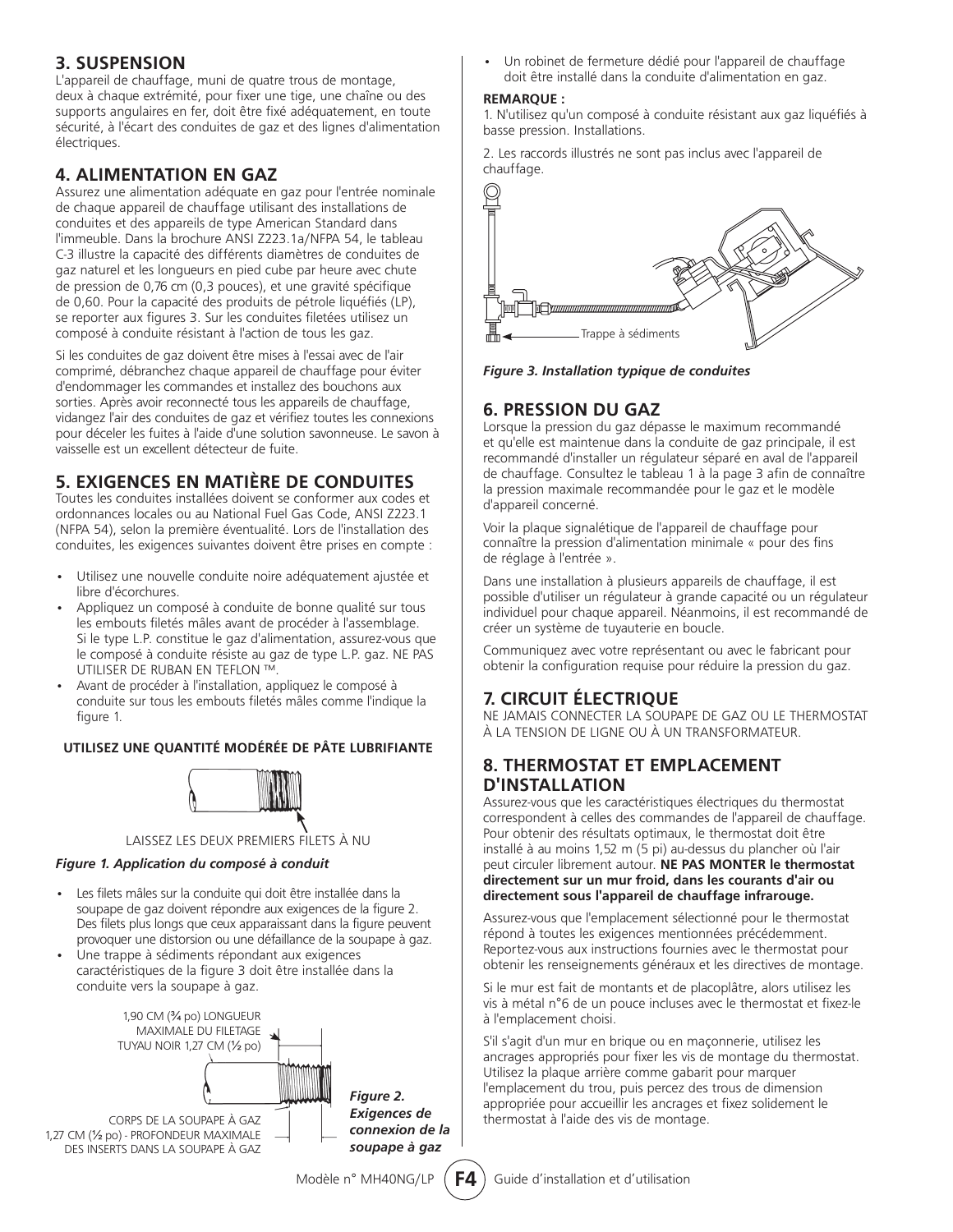## 3. SUSPENSION

L'appareil de chauffage, muni de quatre trous de montage, deux à chaque extrémité, pour fixer une tige, une chaîne ou des supports angulaires en fer, doit être fixé adéquatement, en toute sécurité, à l'écart des conduites de gaz et des lignes d'alimentation électriques.

## 4. ALIMENTATION EN GAZ

Assurez une alimentation adéquate en gaz pour l'entrée nominale de chaque appareil de chauffage utilisant des installations de conduites et des appareils de type American Standard dans l'immeuble. Dans la brochure ANSI Z223.1a/NFPA 54, le tableau C-3 illustre la capacité des différents diamètres de conduites de gaz naturel et les longueurs en pied cube par heure avec chute de pression de 0,76 cm (0,3 pouces), et une gravité spécifique de 0,60. Pour la capacité des produits de pétrole liquéfiés (LP), se reporter aux figures 3. Sur les conduites filetées utilisez un composé à conduite résistant à l'action de tous les gaz.

Si les conduites de gaz doivent être mises à l'essai avec de l'air comprimé, débranchez chaque appareil de chauffage pour éviter d'endommager les commandes et installez des bouchons aux sorties. Après avoir reconnecté tous les appareils de chauffage, vidangez l'air des conduites de gaz et vérifiez toutes les connexions pour déceler les fuites à l'aide d'une solution savonneuse. Le savon à vaisselle est un excellent détecteur de fuite.

## 5. EXIGENCES EN MATIÈRE DE CONDUITES

Toutes les conduites installées doivent se conformer aux codes et ordonnances locales ou au National Fuel Gas Code, ANSI Z223.1 (NFPA 54), selon la première éventualité. Lors de l'installation des conduites, les exigences suivantes doivent être prises en compte :

- Utilisez une nouvelle conduite noire adéquatement ajustée et libre d'écorchures.
- Appliquez un composé à conduite de bonne qualité sur tous les embouts filetés mâles avant de procéder à l'assemblage. Si le type L.P. constitue le gaz d'alimentation, assurez-vous que le composé à conduite résiste au gaz de type L.P. gaz. NE PAS UTILISER DE RUBAN EN TEFLON ™.
- Avant de procéder à l'installation, appliquez le composé à conduite sur tous les embouts filetés mâles comme l'indique la figure 1.

**UTILISEZ UNE QUANTITÉ MODÉRÉE DE PÂTE LUBRIFIANTE**

LAISSEZ LES DEUX PREMIERS FILETS À NU

*Figure 1. Application du composé à conduit*

- Les filets mâles sur la conduite qui doit être installée dans la soupape de gaz doivent répondre aux exigences de la figure 2. Des filets plus longs que ceux apparaissant dans la figure peuvent provoquer une distorsion ou une défaillance de la soupape à gaz.
- Une trappe à sédiments répondant aux exigences caractéristiques de la figure 3 doit être installée dans la conduite vers la soupape à gaz.

1,90 CM (¾ po) LONGUEUR MAXIMALE DU FILETAGE
TUYAU NOIR 1,27 CM (½ po)

CORPS DE LA SOUPAPE À GAZ
1,27 CM (½ po) - PROFONDEUR MAXIMALE DES INSERTS DANS LA SOUPAPE À GAZ

*Figure 2. Exigences de connexion de la soupape à gaz*

- Un robinet de fermeture dédié pour l'appareil de chauffage doit être installé dans la conduite d'alimentation en gaz.

**REMARQUE :**

1. N'utilisez qu'un composé à conduite résistant aux gaz liquéfiés à basse pression. Installations.

2. Les raccords illustrés ne sont pas inclus avec l'appareil de chauffage.

Trappe à sédiments

*Figure 3. Installation typique de conduites*

## 6. PRESSION DU GAZ

Lorsque la pression du gaz dépasse le maximum recommandé et qu'elle est maintenue dans la conduite de gaz principale, il est recommandé d'installer un régulateur séparé en aval de l'appareil de chauffage. Consultez le tableau 1 à la page 3 afin de connaître la pression maximale recommandée pour le gaz et le modèle d'appareil concerné.

Voir la plaque signalétique de l'appareil de chauffage pour connaître la pression d'alimentation minimale « pour des fins de réglage à l'entrée ».

Dans une installation à plusieurs appareils de chauffage, il est possible d'utiliser un régulateur à grande capacité ou un régulateur individuel pour chaque appareil. Néanmoins, il est recommandé de créer un système de tuyauterie en boucle.

Communiquez avec votre représentant ou avec le fabricant pour obtenir la configuration requise pour réduire la pression du gaz.

## 7. CIRCUIT ÉLECTRIQUE

NE JAMAIS CONNECTER LA SOUPAPE DE GAZ OU LE THERMOSTAT À LA TENSION DE LIGNE OU À UN TRANSFORMATEUR.

## 8. THERMOSTAT ET EMPLACEMENT D'INSTALLATION

Assurez-vous que les caractéristiques électriques du thermostat correspondent à celles des commandes de l'appareil de chauffage. Pour obtenir des résultats optimaux, le thermostat doit être installé à au moins 1,52 m (5 pi) au-dessus du plancher où l'air peut circuler librement autour. **NE PAS MONTER le thermostat directement sur un mur froid, dans les courants d'air ou directement sous l'appareil de chauffage infrarouge.**

Assurez-vous que l'emplacement sélectionné pour le thermostat répond à toutes les exigences mentionnées précédemment. Reportez-vous aux instructions fournies avec le thermostat pour obtenir les renseignements généraux et les directives de montage.

Si le mur est fait de montants et de placoplâtre, alors utilisez les vis à métal n°6 de un pouce incluses avec le thermostat et fixez-le à l'emplacement choisi.

S'il s'agit d'un mur en brique ou en maçonnerie, utilisez les ancrages appropriés pour fixer les vis de montage du thermostat. Utilisez la plaque arrière comme gabarit pour marquer l'emplacement du trou, puis percez des trous de dimension appropriée pour accueillir les ancrages et fixez solidement le thermostat à l'aide des vis de montage.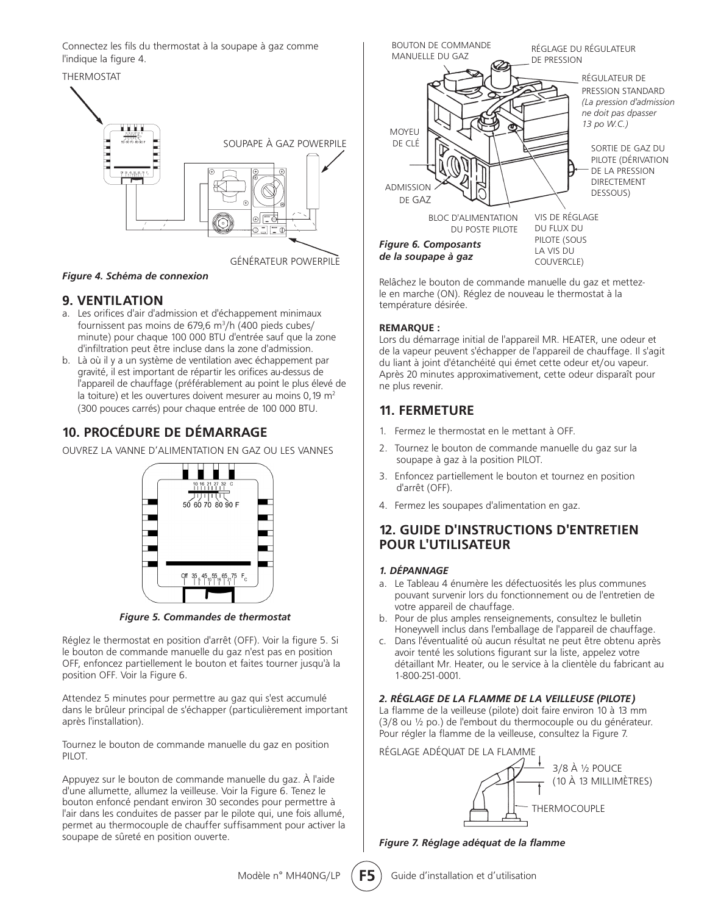Connectez les fils du thermostat à la soupape à gaz comme l'indique la figure 4.

THERMOSTAT

SOUPAPE À GAZ POWERPILE

GÉNÉRATEUR POWERPILE

*Figure 4. Schéma de connexion*

## 9. VENTILATION

a. Les orifices d'air d'admission et d'échappement minimaux fournissent pas moins de 679,6 $m^3$/h (400 pieds cubes/ minute) pour chaque 100 000 BTU d'entrée sauf que la zone d'infiltration peut être incluse dans la zone d'admission.

b. Là où il y a un système de ventilation avec échappement par gravité, il est important de répartir les orifices au-dessus de l'appareil de chauffage (préférablement au point le plus élevé de la toiture) et les ouvertures doivent mesurer au moins 0,19 $m^2$ (300 pouces carrés) pour chaque entrée de 100 000 BTU.

## 10. PROCÉDURE DE DÉMARRAGE

OUVREZ LA VANNE D'ALIMENTATION EN GAZ OU LES VANNES

*Figure 5. Commandes de thermostat*

Réglez le thermostat en position d'arrêt (OFF). Voir la figure 5. Si le bouton de commande manuelle du gaz n'est pas en position OFF, enfoncez partiellement le bouton et faites tourner jusqu'à la position OFF. Voir la Figure 6.

Attendez 5 minutes pour permettre au gaz qui s'est accumulé dans le brûleur principal de s'échapper (particulièrement important après l'installation).

Tournez le bouton de commande manuelle du gaz en position PILOT.

Appuyez sur le bouton de commande manuelle du gaz. À l'aide d'une allumette, allumez la veilleuse. Voir la Figure 6. Tenez le bouton enfoncé pendant environ 30 secondes pour permettre à l'air dans les conduites de passer par le pilote qui, une fois allumé, permet au thermocouple de chauffer suffisamment pour activer la soupape de sûreté en position ouverte.

BOUTON DE COMMANDE MANUELLE DU GAZ

RÉGLAGE DU RÉGULATEUR DE PRESSION

RÉGULATEUR DE PRESSION STANDARD *(La pression d'admission ne doit pas dpasser 13 po W.C.)*

MOYEU DE CLÉ

SORTIE DE GAZ DU PILOTE (DÉRIVATION DE LA PRESSION DIRECTEMENT DESSOUS)

ADMISSION DE GAZ

BLOC D'ALIMENTATION DU POSTE PILOTE

VIS DE RÉGLAGE DU FLUX DU PILOTE (SOUS LA VIS DU COUVERCLE)

*Figure 6. Composants de la soupape à gaz*

Relâchez le bouton de commande manuelle du gaz et mettez-le en marche (ON). Réglez de nouveau le thermostat à la température désirée.

**REMARQUE :**

Lors du démarrage initial de l'appareil MR. HEATER, une odeur et de la vapeur peuvent s'échapper de l'appareil de chauffage. Il s'agit du liant à joint d'étanchéité qui émet cette odeur et/ou vapeur. Après 20 minutes approximativement, cette odeur disparaît pour ne plus revenir.

## 11. FERMETURE

1. Fermez le thermostat en le mettant à OFF.
2. Tournez le bouton de commande manuelle du gaz sur la soupape à gaz à la position PILOT.
3. Enfoncez partiellement le bouton et tournez en position d'arrêt (OFF).
4. Fermez les soupapes d'alimentation en gaz.

## 12. GUIDE D'INSTRUCTIONS D'ENTRETIEN POUR L'UTILISATEUR

### *1. DÉPANNAGE*

a. Le Tableau 4 énumère les défectuosités les plus communes pouvant survenir lors du fonctionnement ou de l'entretien de votre appareil de chauffage.

b. Pour de plus amples renseignements, consultez le bulletin Honeywell inclus dans l'emballage de l'appareil de chauffage.

c. Dans l'éventualité où aucun résultat ne peut être obtenu après avoir tenté les solutions figurant sur la liste, appelez votre détaillant Mr. Heater, ou le service à la clientèle du fabricant au 1-800-251-0001.

### *2. RÉGLAGE DE LA FLAMME DE LA VEILLEUSE (PILOTE)*

La flamme de la veilleuse (pilote) doit faire environ 10 à 13 mm (3/8 ou ½ po.) de l'embout du thermocouple ou du générateur. Pour régler la flamme de la veilleuse, consultez la Figure 7.

RÉGLAGE ADÉQUAT DE LA FLAMME

3/8 À ½ POUCE (10 À 13 MILLIMÈTRES)

THERMOCOUPLE

*Figure 7. Réglage adéquat de la flamme*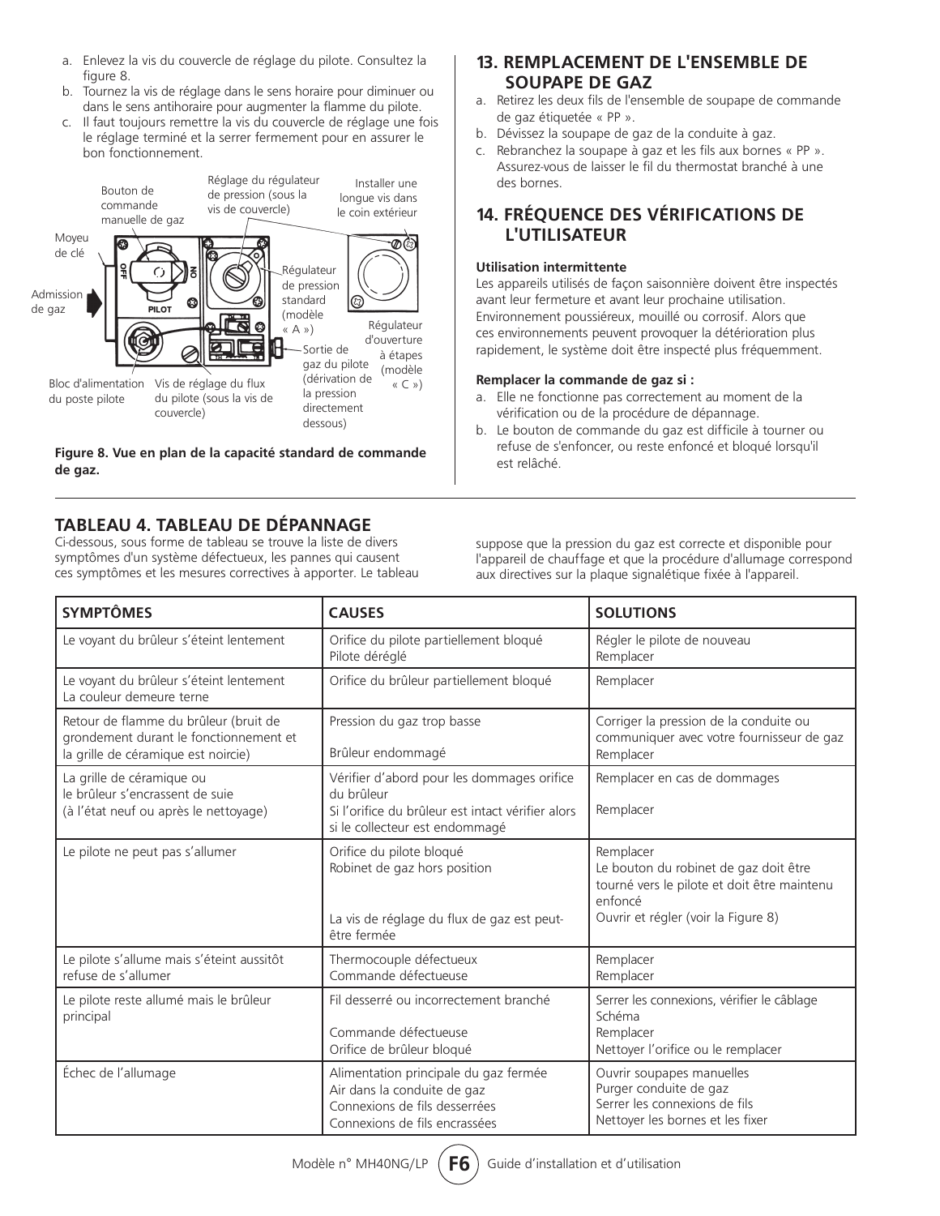a. Enlevez la vis du couvercle de réglage du pilote. Consultez la figure 8.
b. Tournez la vis de réglage dans le sens horaire pour diminuer ou dans le sens antihoraire pour augmenter la flamme du pilote.
c. Il faut toujours remettre la vis du couvercle de réglage une fois le réglage terminé et la serrer fermement pour en assurer le bon fonctionnement.

Bouton de commande manuelle de gaz
Réglage du régulateur de pression (sous la vis de couvercle)
Installer une longue vis dans le coin extérieur
Moyeu de clé
Admission de gaz
Régulateur de pression standard (modèle « A »)
Régulateur d'ouverture à étapes (modèle « C »)
Sortie de gaz du pilote (dérivation de la pression directement dessous)
Bloc d'alimentation du poste pilote
Vis de réglage du flux du pilote (sous la vis de couvercle)

**Figure 8. Vue en plan de la capacité standard de commande de gaz.**

## 13. REMPLACEMENT DE L'ENSEMBLE DE SOUPAPE DE GAZ

a. Retirez les deux fils de l'ensemble de soupape de commande de gaz étiquetée « PP ».
b. Dévissez la soupape de gaz de la conduite à gaz.
c. Rebranchez la soupape à gaz et les fils aux bornes « PP ». Assurez-vous de laisser le fil du thermostat branché à une des bornes.

## 14. FRÉQUENCE DES VÉRIFICATIONS DE L'UTILISATEUR

**Utilisation intermittente**

Les appareils utilisés de façon saisonnière doivent être inspectés avant leur fermeture et avant leur prochaine utilisation. Environnement poussiéreux, mouillé ou corrosif. Alors que ces environnements peuvent provoquer la détérioration plus rapidement, le système doit être inspecté plus fréquemment.

**Remplacer la commande de gaz si :**

a. Elle ne fonctionne pas correctement au moment de la vérification ou de la procédure de dépannage.
b. Le bouton de commande du gaz est difficile à tourner ou refuse de s'enfoncer, ou reste enfoncé et bloqué lorsqu'il est relâché.

## TABLEAU 4. TABLEAU DE DÉPANNAGE

Ci-dessous, sous forme de tableau se trouve la liste de divers symptômes d'un système défectueux, les pannes qui causent ces symptômes et les mesures correctives à apporter. Le tableau suppose que la pression du gaz est correcte et disponible pour l'appareil de chauffage et que la procédure d'allumage correspond aux directives sur la plaque signalétique fixée à l'appareil.

| SYMPTÔMES | CAUSES | SOLUTIONS |
|---|---|---|
| Le voyant du brûleur s'éteint lentement | Orifice du pilote partiellement bloqué<br>Pilote déréglé | Régler le pilote de nouveau<br>Remplacer |
| Le voyant du brûleur s'éteint lentement<br>La couleur demeure terne | Orifice du brûleur partiellement bloqué | Remplacer |
| Retour de flamme du brûleur (bruit de grondement durant le fonctionnement et la grille de céramique est noircie) | Pression du gaz trop basse<br><br>Brûleur endommagé | Corriger la pression de la conduite ou communiquer avec votre fournisseur de gaz<br>Remplacer |
| La grille de céramique ou le brûleur s'encrassent de suie (à l'état neuf ou après le nettoyage) | Vérifier d'abord pour les dommages orifice du brûleur<br>Si l'orifice du brûleur est intact vérifier alors si le collecteur est endommagé | Remplacer en cas de dommages<br><br>Remplacer |
| Le pilote ne peut pas s'allumer | Orifice du pilote bloqué<br>Robinet de gaz hors position<br><br>La vis de réglage du flux de gaz est peut-être fermée | Remplacer<br>Le bouton du robinet de gaz doit être tourné vers le pilote et doit être maintenu enfoncé<br>Ouvrir et régler (voir la Figure 8) |
| Le pilote s'allume mais s'éteint aussitôt refuse de s'allumer | Thermocouple défectueux<br>Commande défectueuse | Remplacer<br>Remplacer |
| Le pilote reste allumé mais le brûleur principal | Fil desserré ou incorrectement branché<br><br>Commande défectueuse<br>Orifice de brûleur bloqué | Serrer les connexions, vérifier le câblage Schéma<br>Remplacer<br>Nettoyer l'orifice ou le remplacer |
| Échec de l'allumage | Alimentation principale du gaz fermée<br>Air dans la conduite de gaz<br>Connexions de fils desserrées<br>Connexions de fils encrassées | Ouvrir soupapes manuelles<br>Purger conduite de gaz<br>Serrer les connexions de fils<br>Nettoyer les bornes et les fixer |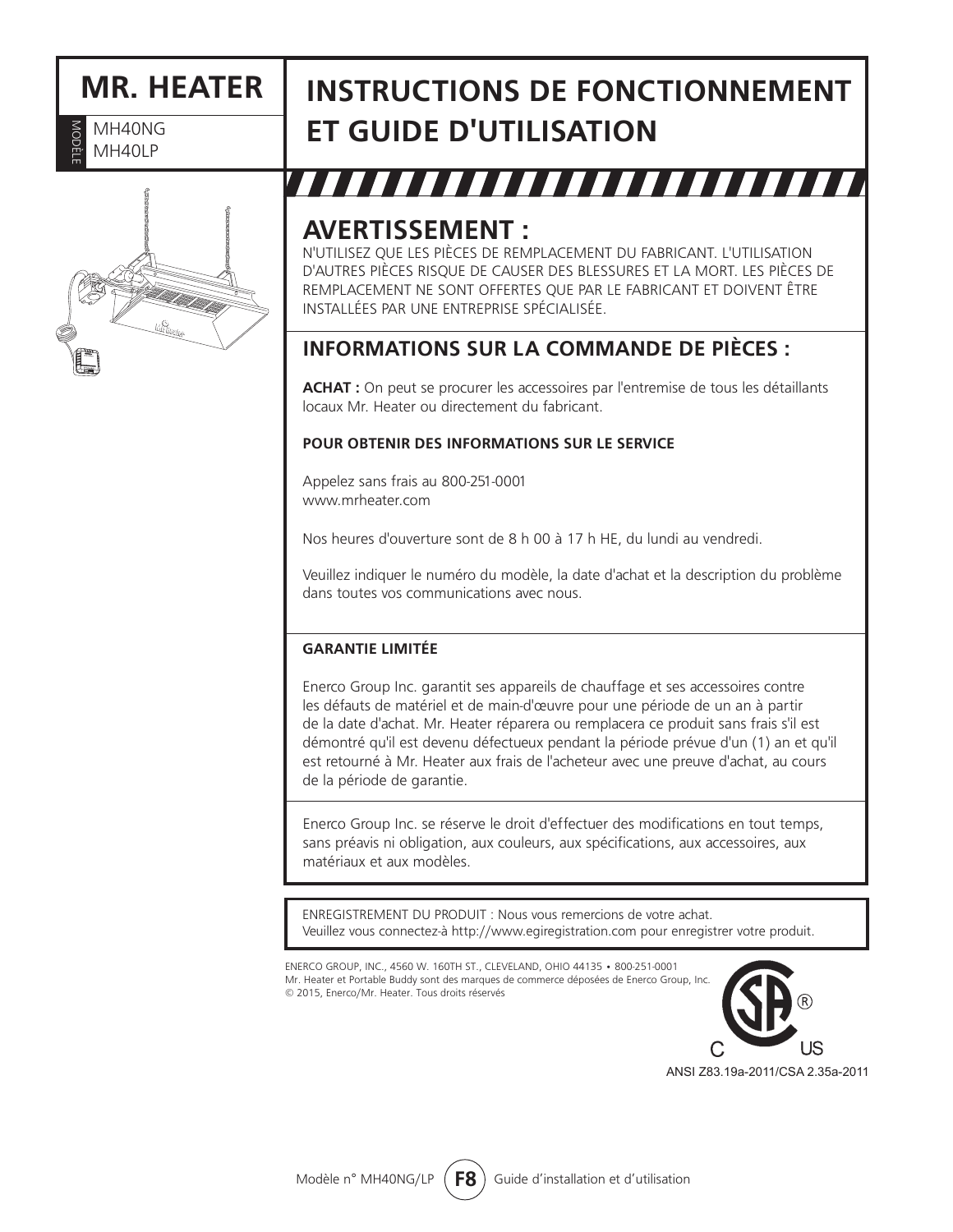# MR. HEATER

MODÈLE MH40NG
MH40LP

# INSTRUCTIONS DE FONCTIONNEMENT ET GUIDE D'UTILISATION

## AVERTISSEMENT :

N'UTILISEZ QUE LES PIÈCES DE REMPLACEMENT DU FABRICANT. L'UTILISATION D'AUTRES PIÈCES RISQUE DE CAUSER DES BLESSURES ET LA MORT. LES PIÈCES DE REMPLACEMENT NE SONT OFFERTES QUE PAR LE FABRICANT ET DOIVENT ÊTRE INSTALLÉES PAR UNE ENTREPRISE SPÉCIALISÉE.

## INFORMATIONS SUR LA COMMANDE DE PIÈCES :

**ACHAT :** On peut se procurer les accessoires par l'entremise de tous les détaillants locaux Mr. Heater ou directement du fabricant.

**POUR OBTENIR DES INFORMATIONS SUR LE SERVICE**

Appelez sans frais au 800-251-0001
www.mrheater.com

Nos heures d'ouverture sont de 8 h 00 à 17 h HE, du lundi au vendredi.

Veuillez indiquer le numéro du modèle, la date d'achat et la description du problème dans toutes vos communications avec nous.

**GARANTIE LIMITÉE**

Enerco Group Inc. garantit ses appareils de chauffage et ses accessoires contre les défauts de matériel et de main-d'œuvre pour une période de un an à partir de la date d'achat. Mr. Heater réparera ou remplacera ce produit sans frais s'il est démontré qu'il est devenu défectueux pendant la période prévue d'un (1) an et qu'il est retourné à Mr. Heater aux frais de l'acheteur avec une preuve d'achat, au cours de la période de garantie.

Enerco Group Inc. se réserve le droit d'effectuer des modifications en tout temps, sans préavis ni obligation, aux couleurs, aux spécifications, aux accessoires, aux matériaux et aux modèles.

ENREGISTREMENT DU PRODUIT : Nous vous remercions de votre achat.
Veuillez vous connectez-à http://www.egiregistration.com pour enregistrer votre produit.

ENERCO GROUP, INC., 4560 W. 160TH ST., CLEVELAND, OHIO 44135 • 800-251-0001
Mr. Heater et Portable Buddy sont des marques de commerce déposées de Enerco Group, Inc.
© 2015, Enerco/Mr. Heater. Tous droits réservés

C US
ANSI Z83.19a-2011/CSA 2.35a-2011